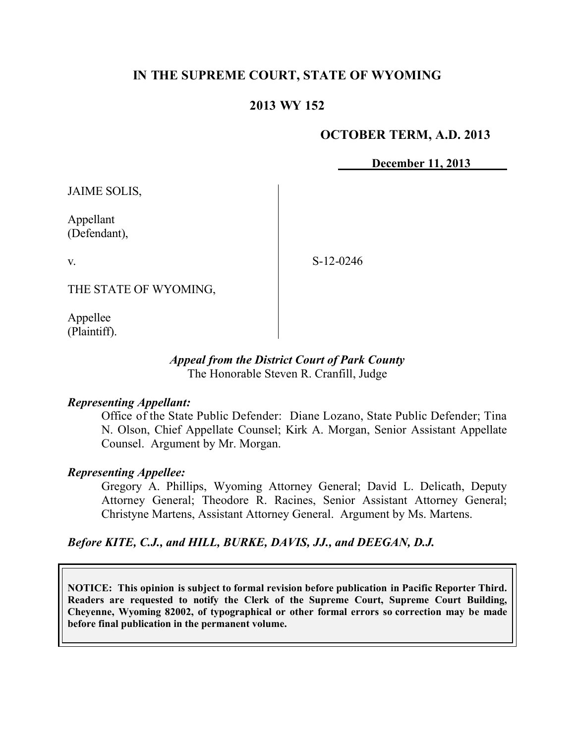# IN THE SUPREME COURT, STATE OF WYOMING

## 2013 WY 152

**OCTOBER TERM, A.D. 2013**

**December 11, 2013**

JAIME SOLIS,

Appellant
(Defendant),

v.

THE STATE OF WYOMING,

Appellee
(Plaintiff).

S-12-0246

***Appeal from the District Court of Park County***
The Honorable Steven R. Cranfill, Judge

***Representing Appellant:***

Office of the State Public Defender: Diane Lozano, State Public Defender; Tina N. Olson, Chief Appellate Counsel; Kirk A. Morgan, Senior Assistant Appellate Counsel. Argument by Mr. Morgan.

***Representing Appellee:***

Gregory A. Phillips, Wyoming Attorney General; David L. Delicath, Deputy Attorney General; Theodore R. Racines, Senior Assistant Attorney General; Christyne Martens, Assistant Attorney General. Argument by Ms. Martens.

***Before KITE, C.J., and HILL, BURKE, DAVIS, JJ., and DEEGAN, D.J.***

**NOTICE: This opinion is subject to formal revision before publication in Pacific Reporter Third. Readers are requested to notify the Clerk of the Supreme Court, Supreme Court Building, Cheyenne, Wyoming 82002, of typographical or other formal errors so correction may be made before final publication in the permanent volume.**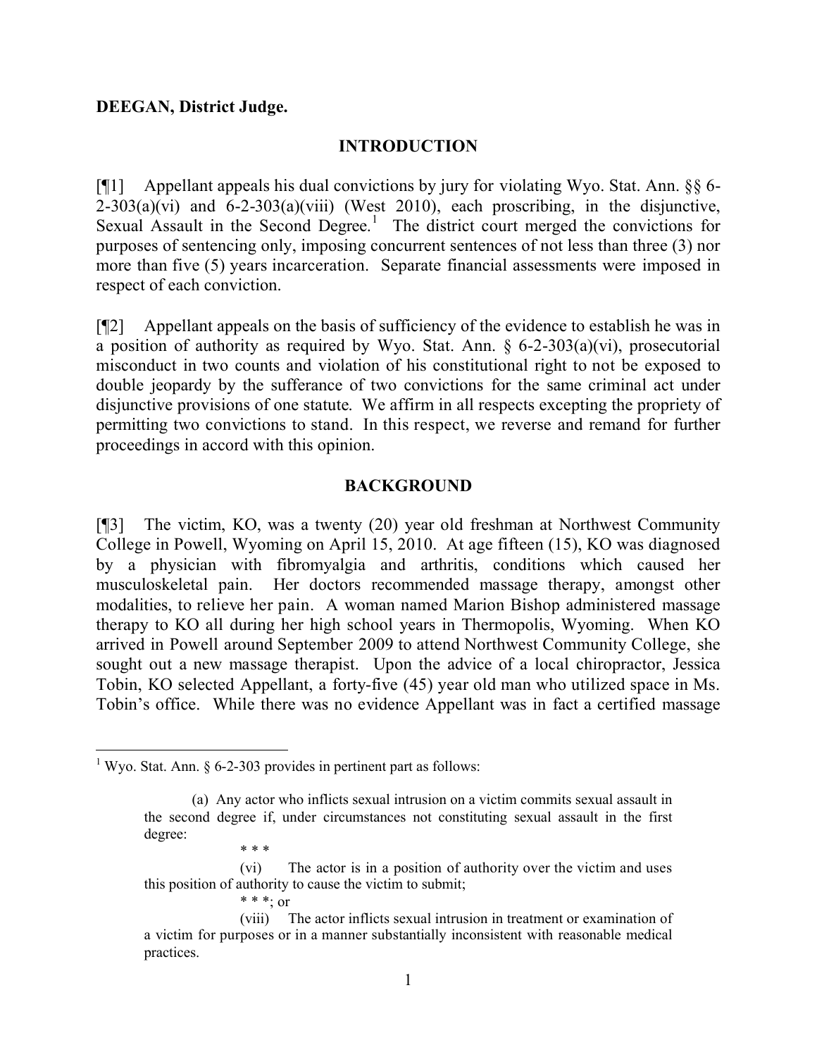**DEEGAN, District Judge.**

## INTRODUCTION

[¶1] Appellant appeals his dual convictions by jury for violating Wyo. Stat. Ann. §§ 6-2-303(a)(vi) and 6-2-303(a)(viii) (West 2010), each proscribing, in the disjunctive, Sexual Assault in the Second Degree.[1] The district court merged the convictions for purposes of sentencing only, imposing concurrent sentences of not less than three (3) nor more than five (5) years incarceration. Separate financial assessments were imposed in respect of each conviction.

[¶2] Appellant appeals on the basis of sufficiency of the evidence to establish he was in a position of authority as required by Wyo. Stat. Ann. § 6-2-303(a)(vi), prosecutorial misconduct in two counts and violation of his constitutional right to not be exposed to double jeopardy by the sufferance of two convictions for the same criminal act under disjunctive provisions of one statute. We affirm in all respects excepting the propriety of permitting two convictions to stand. In this respect, we reverse and remand for further proceedings in accord with this opinion.

## BACKGROUND

[¶3] The victim, KO, was a twenty (20) year old freshman at Northwest Community College in Powell, Wyoming on April 15, 2010. At age fifteen (15), KO was diagnosed by a physician with fibromyalgia and arthritis, conditions which caused her musculoskeletal pain. Her doctors recommended massage therapy, amongst other modalities, to relieve her pain. A woman named Marion Bishop administered massage therapy to KO all during her high school years in Thermopolis, Wyoming. When KO arrived in Powell around September 2009 to attend Northwest Community College, she sought out a new massage therapist. Upon the advice of a local chiropractor, Jessica Tobin, KO selected Appellant, a forty-five (45) year old man who utilized space in Ms. Tobin's office. While there was no evidence Appellant was in fact a certified massage

---

[1] Wyo. Stat. Ann. § 6-2-303 provides in pertinent part as follows:

> (a) Any actor who inflicts sexual intrusion on a victim commits sexual assault in the second degree if, under circumstances not constituting sexual assault in the first degree:
>
> * * *
>
> (vi) The actor is in a position of authority over the victim and uses this position of authority to cause the victim to submit;
>
> * * *; or
>
> (viii) The actor inflicts sexual intrusion in treatment or examination of a victim for purposes or in a manner substantially inconsistent with reasonable medical practices.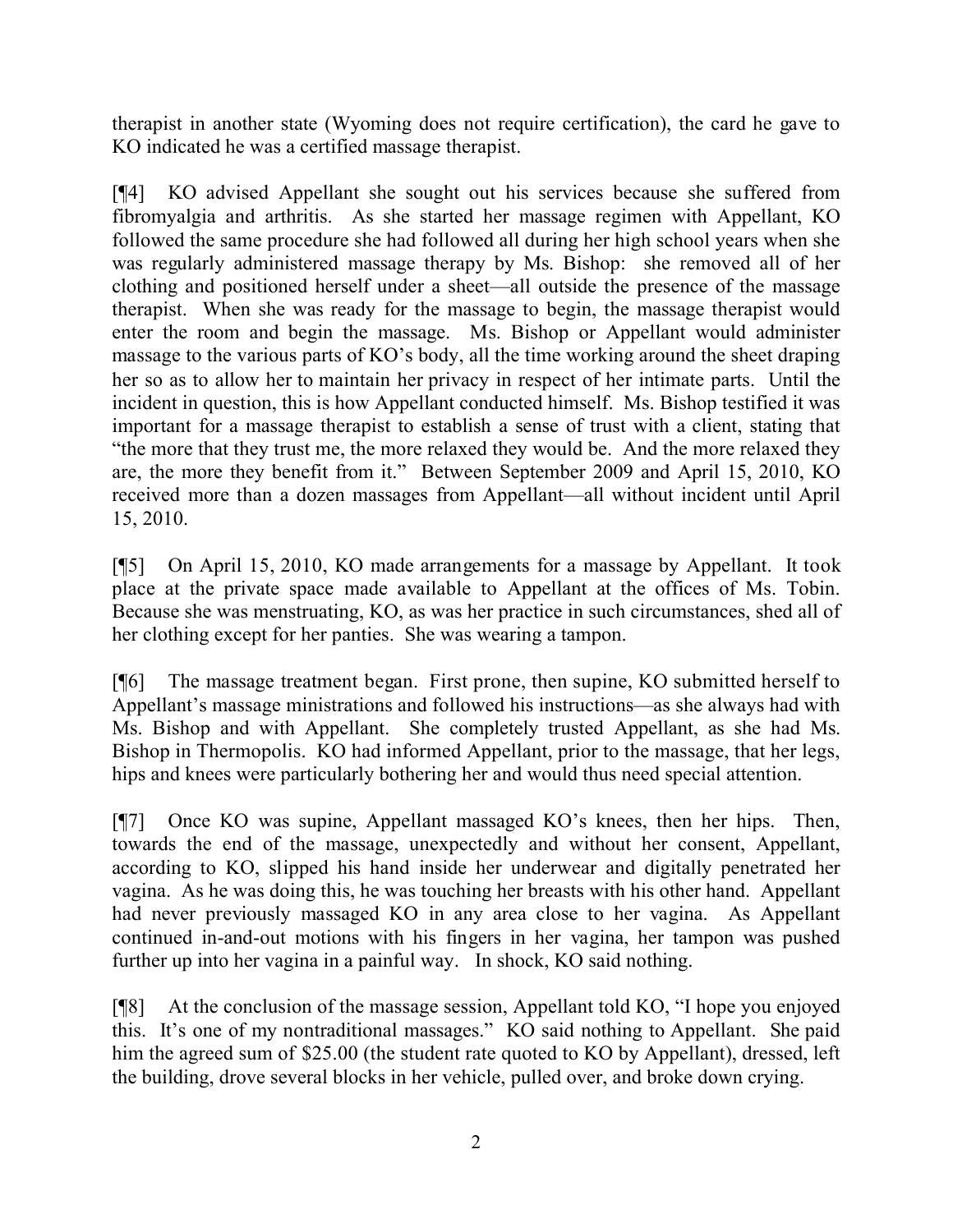therapist in another state (Wyoming does not require certification), the card he gave to KO indicated he was a certified massage therapist.

[¶4] KO advised Appellant she sought out his services because she suffered from fibromyalgia and arthritis. As she started her massage regimen with Appellant, KO followed the same procedure she had followed all during her high school years when she was regularly administered massage therapy by Ms. Bishop: she removed all of her clothing and positioned herself under a sheet—all outside the presence of the massage therapist. When she was ready for the massage to begin, the massage therapist would enter the room and begin the massage. Ms. Bishop or Appellant would administer massage to the various parts of KO's body, all the time working around the sheet draping her so as to allow her to maintain her privacy in respect of her intimate parts. Until the incident in question, this is how Appellant conducted himself. Ms. Bishop testified it was important for a massage therapist to establish a sense of trust with a client, stating that "the more that they trust me, the more relaxed they would be. And the more relaxed they are, the more they benefit from it." Between September 2009 and April 15, 2010, KO received more than a dozen massages from Appellant—all without incident until April 15, 2010.

[¶5] On April 15, 2010, KO made arrangements for a massage by Appellant. It took place at the private space made available to Appellant at the offices of Ms. Tobin. Because she was menstruating, KO, as was her practice in such circumstances, shed all of her clothing except for her panties. She was wearing a tampon.

[¶6] The massage treatment began. First prone, then supine, KO submitted herself to Appellant's massage ministrations and followed his instructions—as she always had with Ms. Bishop and with Appellant. She completely trusted Appellant, as she had Ms. Bishop in Thermopolis. KO had informed Appellant, prior to the massage, that her legs, hips and knees were particularly bothering her and would thus need special attention.

[¶7] Once KO was supine, Appellant massaged KO's knees, then her hips. Then, towards the end of the massage, unexpectedly and without her consent, Appellant, according to KO, slipped his hand inside her underwear and digitally penetrated her vagina. As he was doing this, he was touching her breasts with his other hand. Appellant had never previously massaged KO in any area close to her vagina. As Appellant continued in-and-out motions with his fingers in her vagina, her tampon was pushed further up into her vagina in a painful way. In shock, KO said nothing.

[¶8] At the conclusion of the massage session, Appellant told KO, "I hope you enjoyed this. It's one of my nontraditional massages." KO said nothing to Appellant. She paid him the agreed sum of $25.00 (the student rate quoted to KO by Appellant), dressed, left the building, drove several blocks in her vehicle, pulled over, and broke down crying.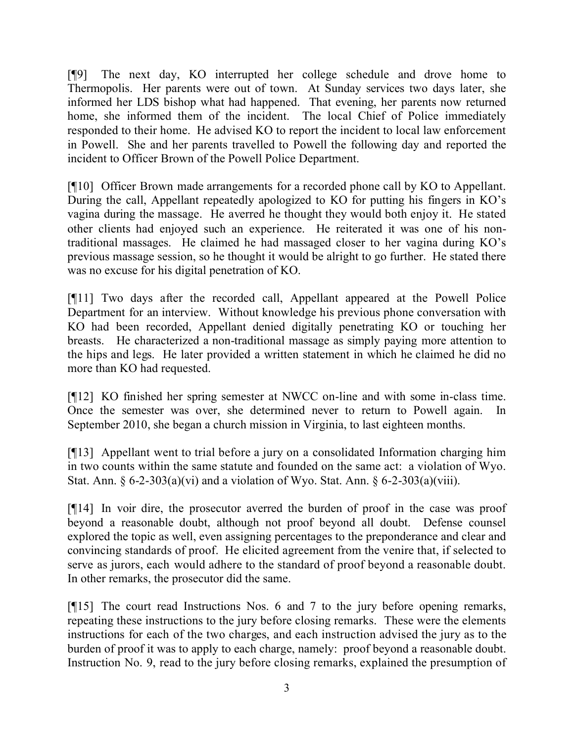[¶9] The next day, KO interrupted her college schedule and drove home to Thermopolis. Her parents were out of town. At Sunday services two days later, she informed her LDS bishop what had happened. That evening, her parents now returned home, she informed them of the incident. The local Chief of Police immediately responded to their home. He advised KO to report the incident to local law enforcement in Powell. She and her parents travelled to Powell the following day and reported the incident to Officer Brown of the Powell Police Department.

[¶10] Officer Brown made arrangements for a recorded phone call by KO to Appellant. During the call, Appellant repeatedly apologized to KO for putting his fingers in KO's vagina during the massage. He averred he thought they would both enjoy it. He stated other clients had enjoyed such an experience. He reiterated it was one of his non-traditional massages. He claimed he had massaged closer to her vagina during KO's previous massage session, so he thought it would be alright to go further. He stated there was no excuse for his digital penetration of KO.

[¶11] Two days after the recorded call, Appellant appeared at the Powell Police Department for an interview. Without knowledge his previous phone conversation with KO had been recorded, Appellant denied digitally penetrating KO or touching her breasts. He characterized a non-traditional massage as simply paying more attention to the hips and legs. He later provided a written statement in which he claimed he did no more than KO had requested.

[¶12] KO finished her spring semester at NWCC on-line and with some in-class time. Once the semester was over, she determined never to return to Powell again. In September 2010, she began a church mission in Virginia, to last eighteen months.

[¶13] Appellant went to trial before a jury on a consolidated Information charging him in two counts within the same statute and founded on the same act: a violation of Wyo. Stat. Ann. § 6-2-303(a)(vi) and a violation of Wyo. Stat. Ann. § 6-2-303(a)(viii).

[¶14] In voir dire, the prosecutor averred the burden of proof in the case was proof beyond a reasonable doubt, although not proof beyond all doubt. Defense counsel explored the topic as well, even assigning percentages to the preponderance and clear and convincing standards of proof. He elicited agreement from the venire that, if selected to serve as jurors, each would adhere to the standard of proof beyond a reasonable doubt. In other remarks, the prosecutor did the same.

[¶15] The court read Instructions Nos. 6 and 7 to the jury before opening remarks, repeating these instructions to the jury before closing remarks. These were the elements instructions for each of the two charges, and each instruction advised the jury as to the burden of proof it was to apply to each charge, namely: proof beyond a reasonable doubt. Instruction No. 9, read to the jury before closing remarks, explained the presumption of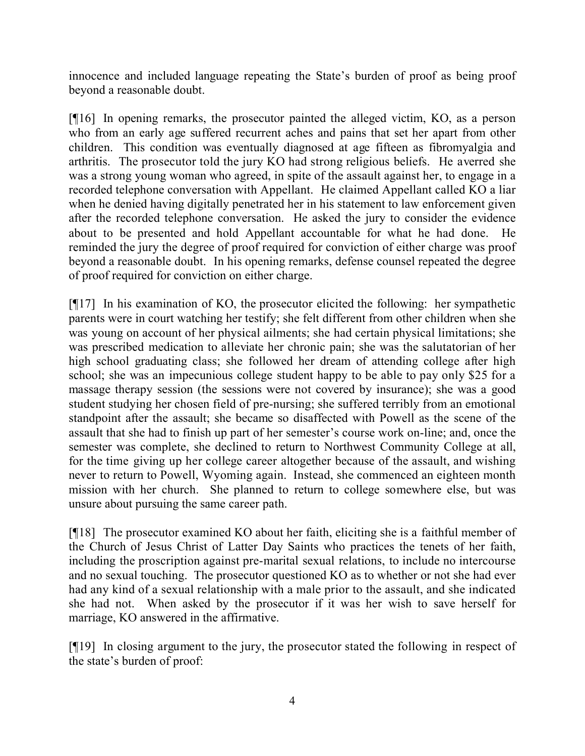innocence and included language repeating the State's burden of proof as being proof beyond a reasonable doubt.

[¶16] In opening remarks, the prosecutor painted the alleged victim, KO, as a person who from an early age suffered recurrent aches and pains that set her apart from other children. This condition was eventually diagnosed at age fifteen as fibromyalgia and arthritis. The prosecutor told the jury KO had strong religious beliefs. He averred she was a strong young woman who agreed, in spite of the assault against her, to engage in a recorded telephone conversation with Appellant. He claimed Appellant called KO a liar when he denied having digitally penetrated her in his statement to law enforcement given after the recorded telephone conversation. He asked the jury to consider the evidence about to be presented and hold Appellant accountable for what he had done. He reminded the jury the degree of proof required for conviction of either charge was proof beyond a reasonable doubt. In his opening remarks, defense counsel repeated the degree of proof required for conviction on either charge.

[¶17] In his examination of KO, the prosecutor elicited the following: her sympathetic parents were in court watching her testify; she felt different from other children when she was young on account of her physical ailments; she had certain physical limitations; she was prescribed medication to alleviate her chronic pain; she was the salutatorian of her high school graduating class; she followed her dream of attending college after high school; she was an impecunious college student happy to be able to pay only $25 for a massage therapy session (the sessions were not covered by insurance); she was a good student studying her chosen field of pre-nursing; she suffered terribly from an emotional standpoint after the assault; she became so disaffected with Powell as the scene of the assault that she had to finish up part of her semester's course work on-line; and, once the semester was complete, she declined to return to Northwest Community College at all, for the time giving up her college career altogether because of the assault, and wishing never to return to Powell, Wyoming again. Instead, she commenced an eighteen month mission with her church. She planned to return to college somewhere else, but was unsure about pursuing the same career path.

[¶18] The prosecutor examined KO about her faith, eliciting she is a faithful member of the Church of Jesus Christ of Latter Day Saints who practices the tenets of her faith, including the proscription against pre-marital sexual relations, to include no intercourse and no sexual touching. The prosecutor questioned KO as to whether or not she had ever had any kind of a sexual relationship with a male prior to the assault, and she indicated she had not. When asked by the prosecutor if it was her wish to save herself for marriage, KO answered in the affirmative.

[¶19] In closing argument to the jury, the prosecutor stated the following in respect of the state's burden of proof: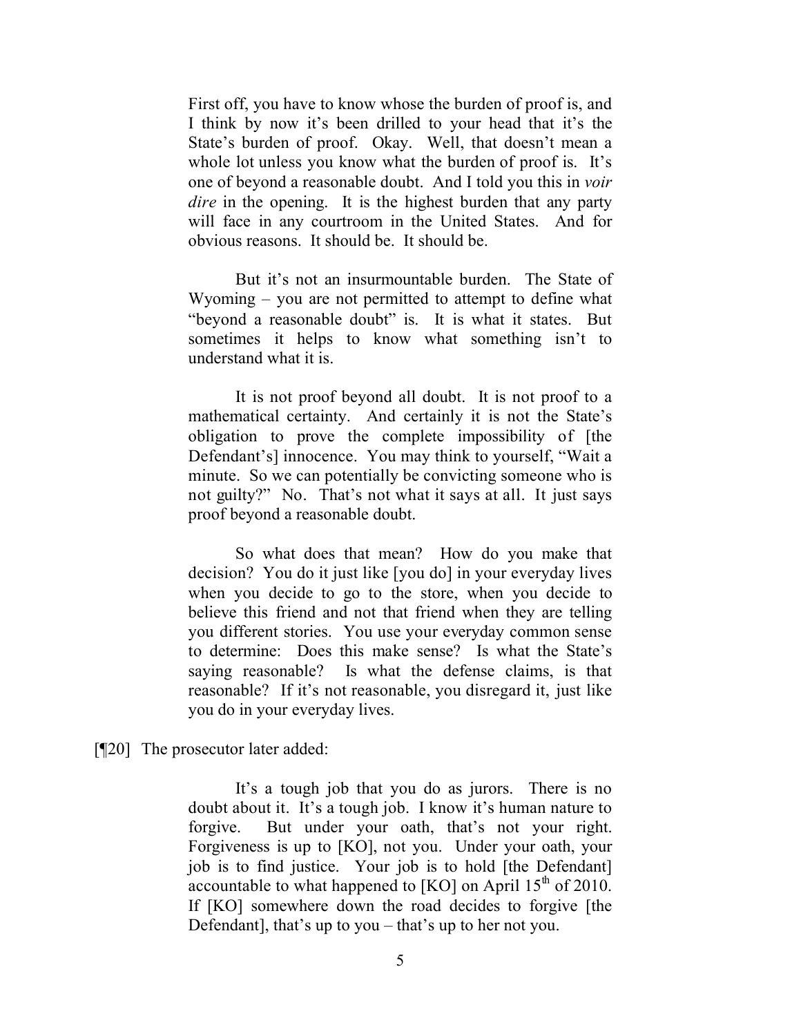> First off, you have to know whose the burden of proof is, and I think by now it's been drilled to your head that it's the State's burden of proof. Okay. Well, that doesn't mean a whole lot unless you know what the burden of proof is. It's one of beyond a reasonable doubt. And I told you this in *voir dire* in the opening. It is the highest burden that any party will face in any courtroom in the United States. And for obvious reasons. It should be. It should be.
>
> But it's not an insurmountable burden. The State of Wyoming – you are not permitted to attempt to define what "beyond a reasonable doubt" is. It is what it states. But sometimes it helps to know what something isn't to understand what it is.
>
> It is not proof beyond all doubt. It is not proof to a mathematical certainty. And certainly it is not the State's obligation to prove the complete impossibility of [the Defendant's] innocence. You may think to yourself, "Wait a minute. So we can potentially be convicting someone who is not guilty?" No. That's not what it says at all. It just says proof beyond a reasonable doubt.
>
> So what does that mean? How do you make that decision? You do it just like [you do] in your everyday lives when you decide to go to the store, when you decide to believe this friend and not that friend when they are telling you different stories. You use your everyday common sense to determine: Does this make sense? Is what the State's saying reasonable? Is what the defense claims, is that reasonable? If it's not reasonable, you disregard it, just like you do in your everyday lives.

[¶20] The prosecutor later added:

> It's a tough job that you do as jurors. There is no doubt about it. It's a tough job. I know it's human nature to forgive. But under your oath, that's not your right. Forgiveness is up to [KO], not you. Under your oath, your job is to find justice. Your job is to hold [the Defendant] accountable to what happened to [KO] on April 15th of 2010. If [KO] somewhere down the road decides to forgive [the Defendant], that's up to you – that's up to her not you.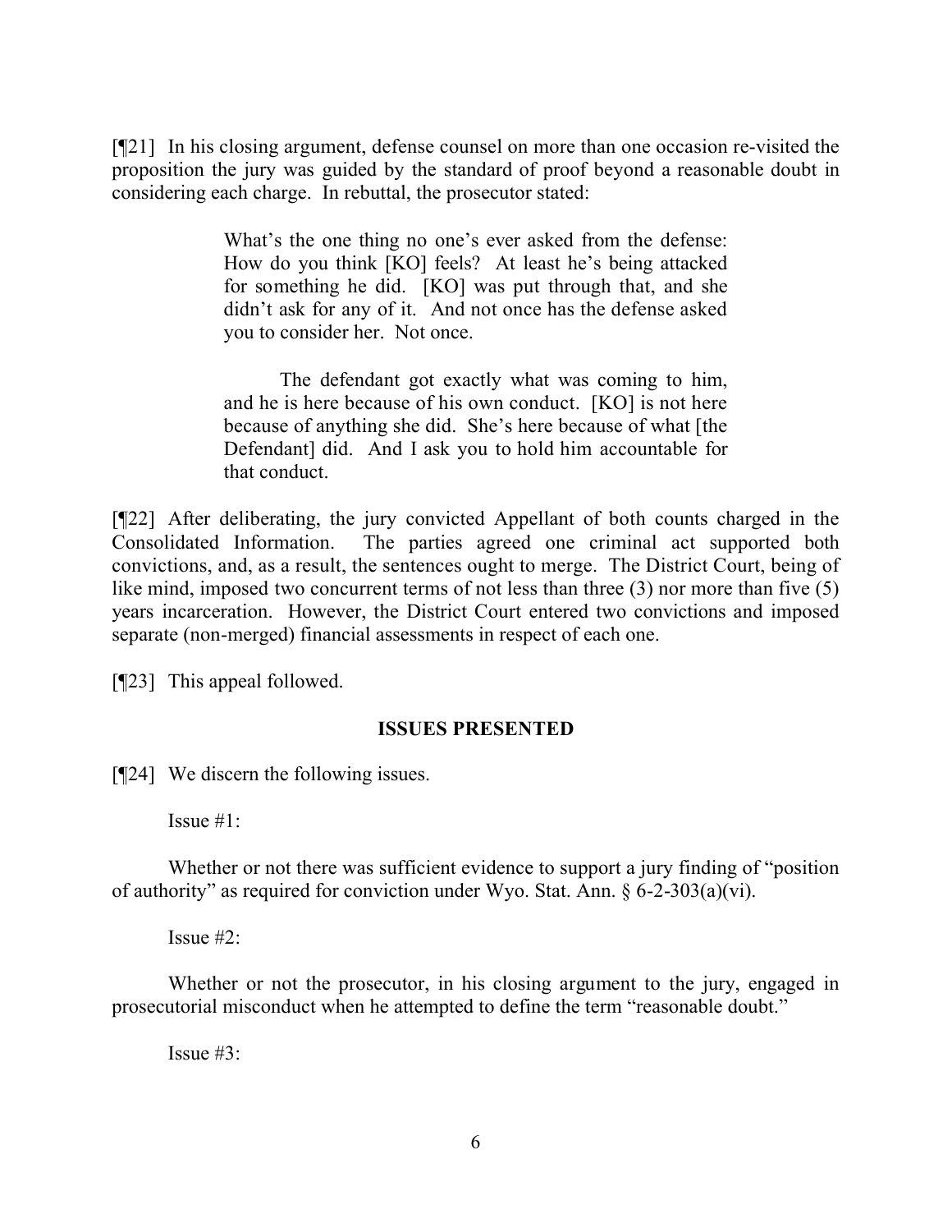[¶21] In his closing argument, defense counsel on more than one occasion re-visited the proposition the jury was guided by the standard of proof beyond a reasonable doubt in considering each charge. In rebuttal, the prosecutor stated:

> What's the one thing no one's ever asked from the defense: How do you think [KO] feels? At least he's being attacked for something he did. [KO] was put through that, and she didn't ask for any of it. And not once has the defense asked you to consider her. Not once.
>
> The defendant got exactly what was coming to him, and he is here because of his own conduct. [KO] is not here because of anything she did. She's here because of what [the Defendant] did. And I ask you to hold him accountable for that conduct.

[¶22] After deliberating, the jury convicted Appellant of both counts charged in the Consolidated Information. The parties agreed one criminal act supported both convictions, and, as a result, the sentences ought to merge. The District Court, being of like mind, imposed two concurrent terms of not less than three (3) nor more than five (5) years incarceration. However, the District Court entered two convictions and imposed separate (non-merged) financial assessments in respect of each one.

[¶23] This appeal followed.

## ISSUES PRESENTED

[¶24] We discern the following issues.

Issue #1:

Whether or not there was sufficient evidence to support a jury finding of "position of authority" as required for conviction under Wyo. Stat. Ann. § 6-2-303(a)(vi).

Issue #2:

Whether or not the prosecutor, in his closing argument to the jury, engaged in prosecutorial misconduct when he attempted to define the term "reasonable doubt."

Issue #3: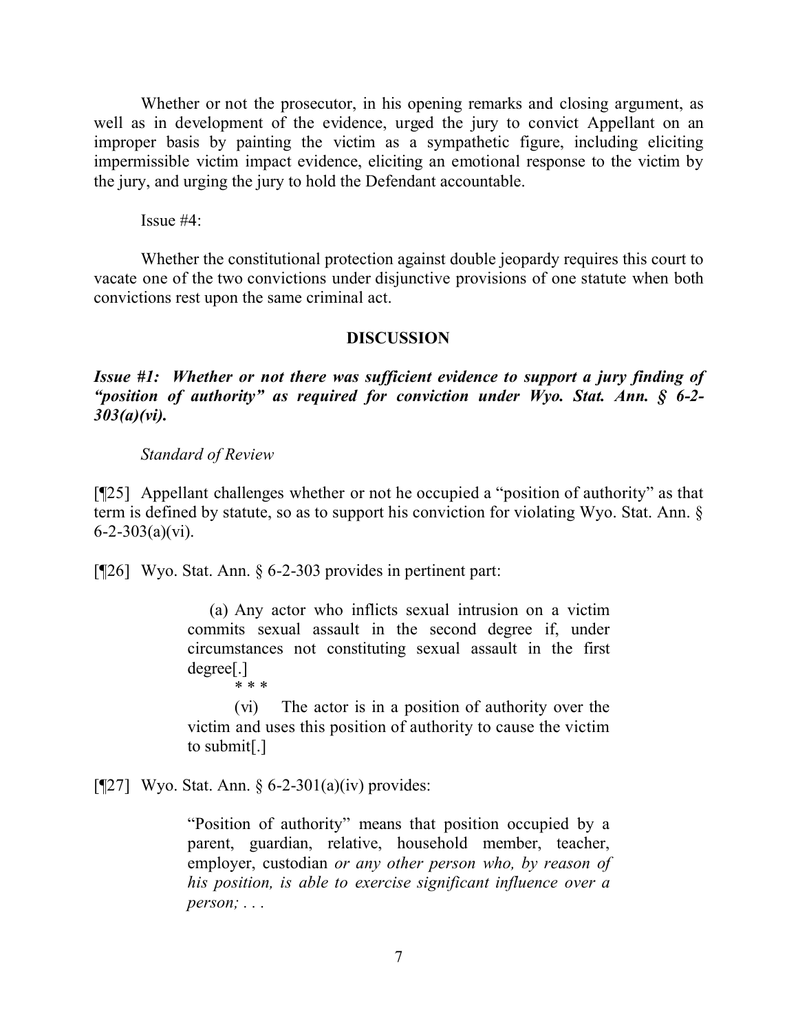Whether or not the prosecutor, in his opening remarks and closing argument, as well as in development of the evidence, urged the jury to convict Appellant on an improper basis by painting the victim as a sympathetic figure, including eliciting impermissible victim impact evidence, eliciting an emotional response to the victim by the jury, and urging the jury to hold the Defendant accountable.

Issue #4:

Whether the constitutional protection against double jeopardy requires this court to vacate one of the two convictions under disjunctive provisions of one statute when both convictions rest upon the same criminal act.

## DISCUSSION

***Issue #1: Whether or not there was sufficient evidence to support a jury finding of "position of authority" as required for conviction under Wyo. Stat. Ann. § 6-2-303(a)(vi).***

*Standard of Review*

[¶25] Appellant challenges whether or not he occupied a "position of authority" as that term is defined by statute, so as to support his conviction for violating Wyo. Stat. Ann. § 6-2-303(a)(vi).

[¶26] Wyo. Stat. Ann. § 6-2-303 provides in pertinent part:

> (a) Any actor who inflicts sexual intrusion on a victim commits sexual assault in the second degree if, under circumstances not constituting sexual assault in the first degree[.]
>
> \* \* \*
>
> (vi) The actor is in a position of authority over the victim and uses this position of authority to cause the victim to submit[.]

[¶27] Wyo. Stat. Ann. § 6-2-301(a)(iv) provides:

> "Position of authority" means that position occupied by a parent, guardian, relative, household member, teacher, employer, custodian *or any other person who, by reason of his position, is able to exercise significant influence over a person; . . .*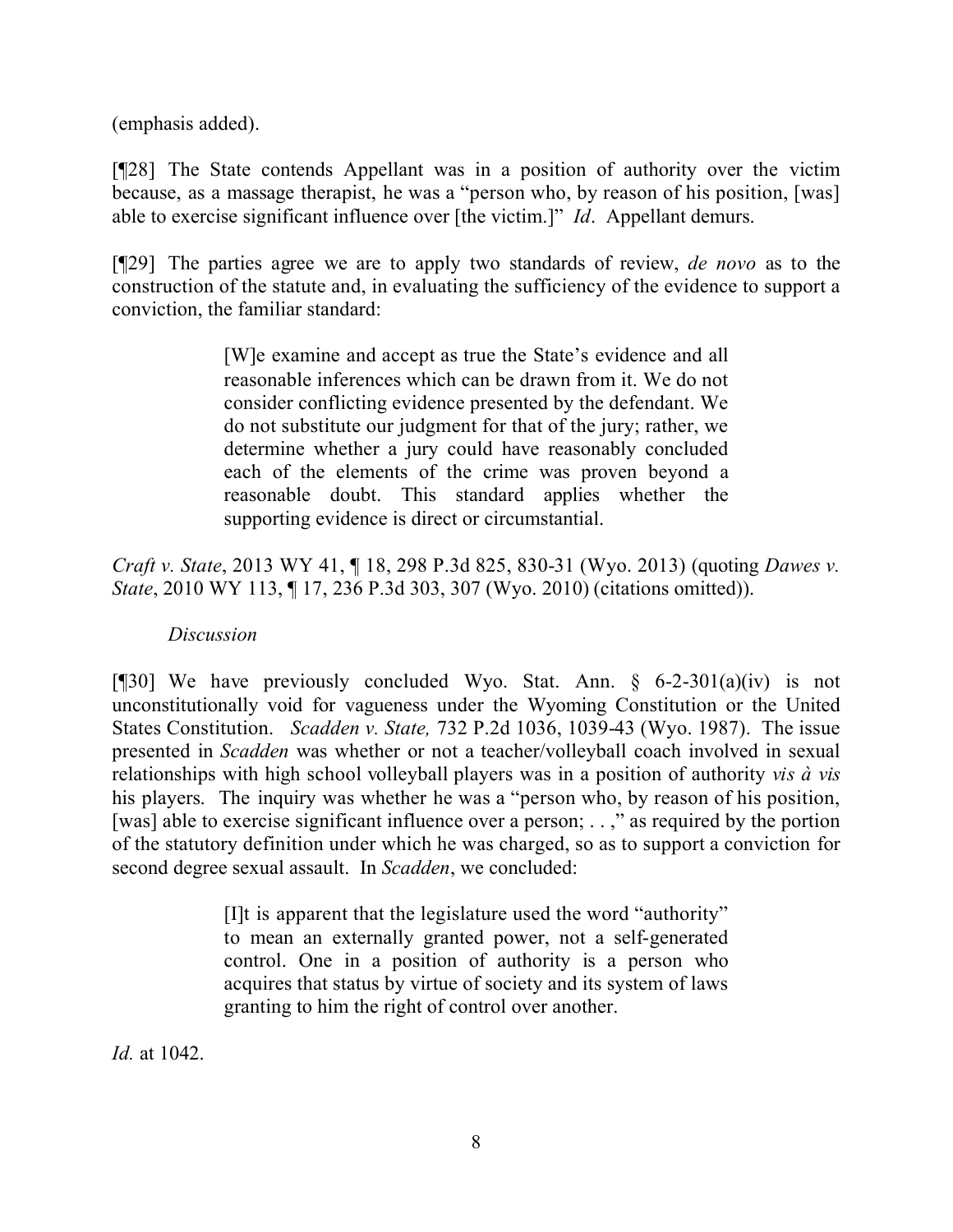(emphasis added).

[¶28] The State contends Appellant was in a position of authority over the victim because, as a massage therapist, he was a "person who, by reason of his position, [was] able to exercise significant influence over [the victim.]" *Id*. Appellant demurs.

[¶29] The parties agree we are to apply two standards of review, *de novo* as to the construction of the statute and, in evaluating the sufficiency of the evidence to support a conviction, the familiar standard:

> [W]e examine and accept as true the State's evidence and all reasonable inferences which can be drawn from it. We do not consider conflicting evidence presented by the defendant. We do not substitute our judgment for that of the jury; rather, we determine whether a jury could have reasonably concluded each of the elements of the crime was proven beyond a reasonable doubt. This standard applies whether the supporting evidence is direct or circumstantial.

*Craft v. State*, 2013 WY 41, ¶ 18, 298 P.3d 825, 830-31 (Wyo. 2013) (quoting *Dawes v. State*, 2010 WY 113, ¶ 17, 236 P.3d 303, 307 (Wyo. 2010) (citations omitted)).

*Discussion*

[¶30] We have previously concluded Wyo. Stat. Ann. § 6-2-301(a)(iv) is not unconstitutionally void for vagueness under the Wyoming Constitution or the United States Constitution. *Scadden v. State,* 732 P.2d 1036, 1039-43 (Wyo. 1987). The issue presented in *Scadden* was whether or not a teacher/volleyball coach involved in sexual relationships with high school volleyball players was in a position of authority *vis à vis* his players. The inquiry was whether he was a "person who, by reason of his position, [was] able to exercise significant influence over a person; . . ," as required by the portion of the statutory definition under which he was charged, so as to support a conviction for second degree sexual assault. In *Scadden*, we concluded:

> [I]t is apparent that the legislature used the word "authority" to mean an externally granted power, not a self-generated control. One in a position of authority is a person who acquires that status by virtue of society and its system of laws granting to him the right of control over another.

*Id.* at 1042.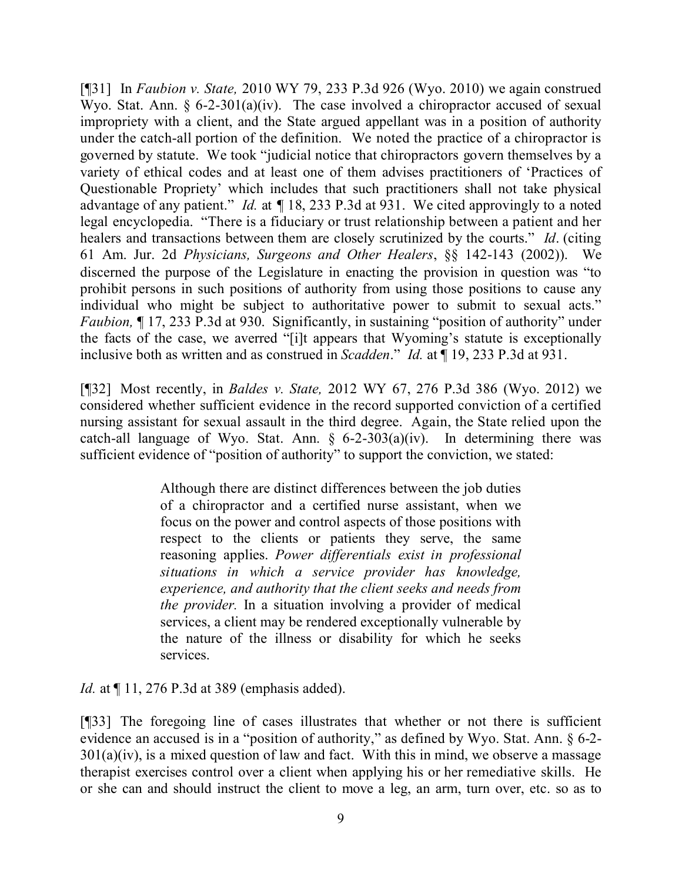[¶31] In *Faubion v. State,* 2010 WY 79, 233 P.3d 926 (Wyo. 2010) we again construed Wyo. Stat. Ann. § 6-2-301(a)(iv). The case involved a chiropractor accused of sexual impropriety with a client, and the State argued appellant was in a position of authority under the catch-all portion of the definition. We noted the practice of a chiropractor is governed by statute. We took "judicial notice that chiropractors govern themselves by a variety of ethical codes and at least one of them advises practitioners of 'Practices of Questionable Propriety' which includes that such practitioners shall not take physical advantage of any patient." *Id.* at ¶ 18, 233 P.3d at 931. We cited approvingly to a noted legal encyclopedia. "There is a fiduciary or trust relationship between a patient and her healers and transactions between them are closely scrutinized by the courts." *Id*. (citing 61 Am. Jur. 2d *Physicians, Surgeons and Other Healers*, §§ 142-143 (2002)). We discerned the purpose of the Legislature in enacting the provision in question was "to prohibit persons in such positions of authority from using those positions to cause any individual who might be subject to authoritative power to submit to sexual acts." *Faubion,* ¶ 17, 233 P.3d at 930. Significantly, in sustaining "position of authority" under the facts of the case, we averred "[i]t appears that Wyoming's statute is exceptionally inclusive both as written and as construed in *Scadden*." *Id.* at ¶ 19, 233 P.3d at 931.

[¶32] Most recently, in *Baldes v. State,* 2012 WY 67, 276 P.3d 386 (Wyo. 2012) we considered whether sufficient evidence in the record supported conviction of a certified nursing assistant for sexual assault in the third degree. Again, the State relied upon the catch-all language of Wyo. Stat. Ann. § 6-2-303(a)(iv). In determining there was sufficient evidence of "position of authority" to support the conviction, we stated:

> Although there are distinct differences between the job duties of a chiropractor and a certified nurse assistant, when we focus on the power and control aspects of those positions with respect to the clients or patients they serve, the same reasoning applies. *Power differentials exist in professional situations in which a service provider has knowledge, experience, and authority that the client seeks and needs from the provider.* In a situation involving a provider of medical services, a client may be rendered exceptionally vulnerable by the nature of the illness or disability for which he seeks services.

*Id.* at ¶ 11, 276 P.3d at 389 (emphasis added).

[¶33] The foregoing line of cases illustrates that whether or not there is sufficient evidence an accused is in a "position of authority," as defined by Wyo. Stat. Ann. § 6-2-301(a)(iv), is a mixed question of law and fact. With this in mind, we observe a massage therapist exercises control over a client when applying his or her remediative skills. He or she can and should instruct the client to move a leg, an arm, turn over, etc. so as to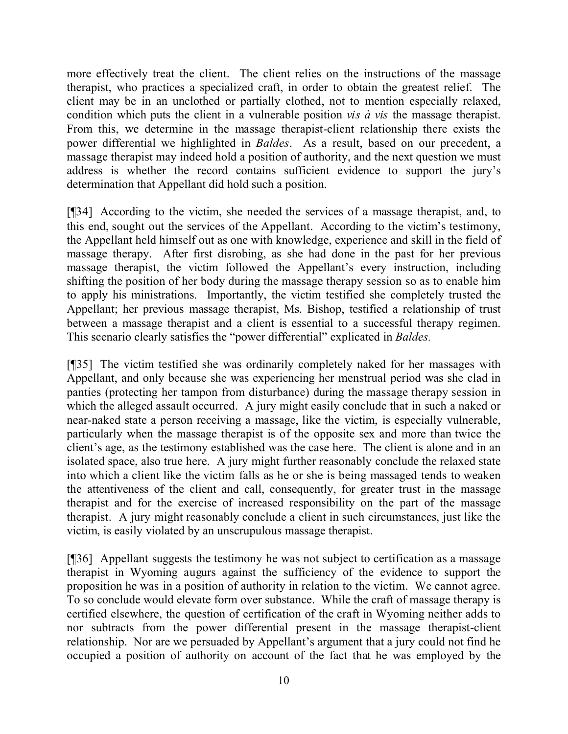more effectively treat the client. The client relies on the instructions of the massage therapist, who practices a specialized craft, in order to obtain the greatest relief. The client may be in an unclothed or partially clothed, not to mention especially relaxed, condition which puts the client in a vulnerable position *vis à vis* the massage therapist. From this, we determine in the massage therapist-client relationship there exists the power differential we highlighted in *Baldes*. As a result, based on our precedent, a massage therapist may indeed hold a position of authority, and the next question we must address is whether the record contains sufficient evidence to support the jury's determination that Appellant did hold such a position.

[¶34] According to the victim, she needed the services of a massage therapist, and, to this end, sought out the services of the Appellant. According to the victim's testimony, the Appellant held himself out as one with knowledge, experience and skill in the field of massage therapy. After first disrobing, as she had done in the past for her previous massage therapist, the victim followed the Appellant's every instruction, including shifting the position of her body during the massage therapy session so as to enable him to apply his ministrations. Importantly, the victim testified she completely trusted the Appellant; her previous massage therapist, Ms. Bishop, testified a relationship of trust between a massage therapist and a client is essential to a successful therapy regimen. This scenario clearly satisfies the "power differential" explicated in *Baldes.*

[¶35] The victim testified she was ordinarily completely naked for her massages with Appellant, and only because she was experiencing her menstrual period was she clad in panties (protecting her tampon from disturbance) during the massage therapy session in which the alleged assault occurred. A jury might easily conclude that in such a naked or near-naked state a person receiving a massage, like the victim, is especially vulnerable, particularly when the massage therapist is of the opposite sex and more than twice the client's age, as the testimony established was the case here. The client is alone and in an isolated space, also true here. A jury might further reasonably conclude the relaxed state into which a client like the victim falls as he or she is being massaged tends to weaken the attentiveness of the client and call, consequently, for greater trust in the massage therapist and for the exercise of increased responsibility on the part of the massage therapist. A jury might reasonably conclude a client in such circumstances, just like the victim, is easily violated by an unscrupulous massage therapist.

[¶36] Appellant suggests the testimony he was not subject to certification as a massage therapist in Wyoming augurs against the sufficiency of the evidence to support the proposition he was in a position of authority in relation to the victim. We cannot agree. To so conclude would elevate form over substance. While the craft of massage therapy is certified elsewhere, the question of certification of the craft in Wyoming neither adds to nor subtracts from the power differential present in the massage therapist-client relationship. Nor are we persuaded by Appellant's argument that a jury could not find he occupied a position of authority on account of the fact that he was employed by the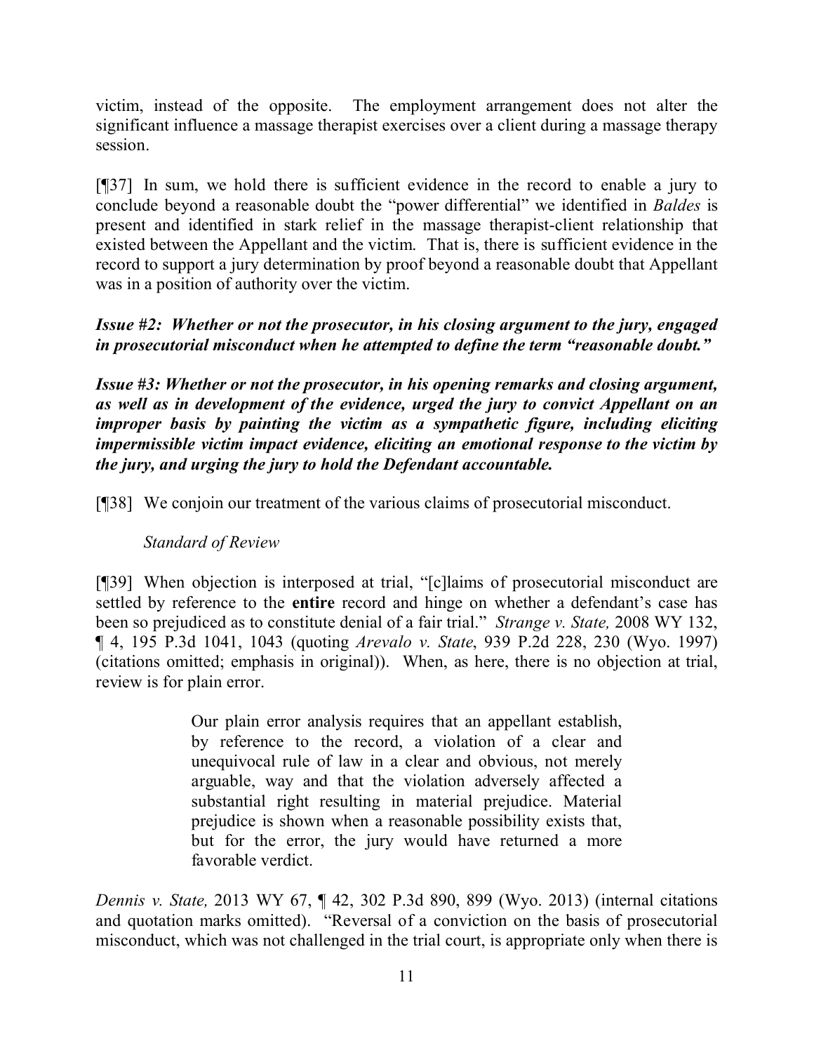victim, instead of the opposite. The employment arrangement does not alter the significant influence a massage therapist exercises over a client during a massage therapy session.

[¶37] In sum, we hold there is sufficient evidence in the record to enable a jury to conclude beyond a reasonable doubt the "power differential" we identified in *Baldes* is present and identified in stark relief in the massage therapist-client relationship that existed between the Appellant and the victim. That is, there is sufficient evidence in the record to support a jury determination by proof beyond a reasonable doubt that Appellant was in a position of authority over the victim.

***Issue #2: Whether or not the prosecutor, in his closing argument to the jury, engaged in prosecutorial misconduct when he attempted to define the term "reasonable doubt."***

***Issue #3: Whether or not the prosecutor, in his opening remarks and closing argument, as well as in development of the evidence, urged the jury to convict Appellant on an improper basis by painting the victim as a sympathetic figure, including eliciting impermissible victim impact evidence, eliciting an emotional response to the victim by the jury, and urging the jury to hold the Defendant accountable.***

[¶38] We conjoin our treatment of the various claims of prosecutorial misconduct.

*Standard of Review*

[¶39] When objection is interposed at trial, "[c]laims of prosecutorial misconduct are settled by reference to the **entire** record and hinge on whether a defendant's case has been so prejudiced as to constitute denial of a fair trial." *Strange v. State,* 2008 WY 132, ¶ 4, 195 P.3d 1041, 1043 (quoting *Arevalo v. State*, 939 P.2d 228, 230 (Wyo. 1997) (citations omitted; emphasis in original)). When, as here, there is no objection at trial, review is for plain error.

> Our plain error analysis requires that an appellant establish, by reference to the record, a violation of a clear and unequivocal rule of law in a clear and obvious, not merely arguable, way and that the violation adversely affected a substantial right resulting in material prejudice. Material prejudice is shown when a reasonable possibility exists that, but for the error, the jury would have returned a more favorable verdict.

*Dennis v. State,* 2013 WY 67, ¶ 42, 302 P.3d 890, 899 (Wyo. 2013) (internal citations and quotation marks omitted). "Reversal of a conviction on the basis of prosecutorial misconduct, which was not challenged in the trial court, is appropriate only when there is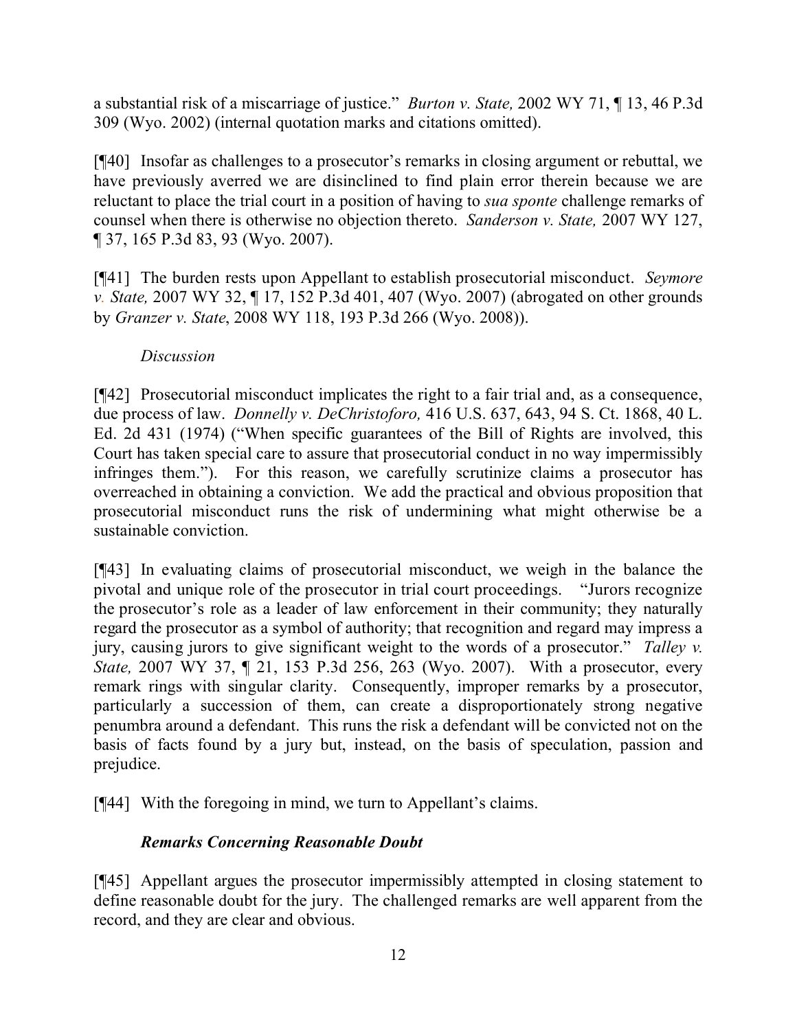a substantial risk of a miscarriage of justice." *Burton v. State,* 2002 WY 71, ¶ 13, 46 P.3d 309 (Wyo. 2002) (internal quotation marks and citations omitted).

[¶40] Insofar as challenges to a prosecutor's remarks in closing argument or rebuttal, we have previously averred we are disinclined to find plain error therein because we are reluctant to place the trial court in a position of having to *sua sponte* challenge remarks of counsel when there is otherwise no objection thereto. *Sanderson v. State,* 2007 WY 127, ¶ 37, 165 P.3d 83, 93 (Wyo. 2007).

[¶41] The burden rests upon Appellant to establish prosecutorial misconduct. *Seymore v. State,* 2007 WY 32, ¶ 17, 152 P.3d 401, 407 (Wyo. 2007) (abrogated on other grounds by *Granzer v. State*, 2008 WY 118, 193 P.3d 266 (Wyo. 2008)).

*Discussion*

[¶42] Prosecutorial misconduct implicates the right to a fair trial and, as a consequence, due process of law. *Donnelly v. DeChristoforo,* 416 U.S. 637, 643, 94 S. Ct. 1868, 40 L. Ed. 2d 431 (1974) ("When specific guarantees of the Bill of Rights are involved, this Court has taken special care to assure that prosecutorial conduct in no way impermissibly infringes them."). For this reason, we carefully scrutinize claims a prosecutor has overreached in obtaining a conviction. We add the practical and obvious proposition that prosecutorial misconduct runs the risk of undermining what might otherwise be a sustainable conviction.

[¶43] In evaluating claims of prosecutorial misconduct, we weigh in the balance the pivotal and unique role of the prosecutor in trial court proceedings. "Jurors recognize the prosecutor's role as a leader of law enforcement in their community; they naturally regard the prosecutor as a symbol of authority; that recognition and regard may impress a jury, causing jurors to give significant weight to the words of a prosecutor." *Talley v. State,* 2007 WY 37, ¶ 21, 153 P.3d 256, 263 (Wyo. 2007). With a prosecutor, every remark rings with singular clarity. Consequently, improper remarks by a prosecutor, particularly a succession of them, can create a disproportionately strong negative penumbra around a defendant. This runs the risk a defendant will be convicted not on the basis of facts found by a jury but, instead, on the basis of speculation, passion and prejudice.

[¶44] With the foregoing in mind, we turn to Appellant's claims.

***Remarks Concerning Reasonable Doubt***

[¶45] Appellant argues the prosecutor impermissibly attempted in closing statement to define reasonable doubt for the jury. The challenged remarks are well apparent from the record, and they are clear and obvious.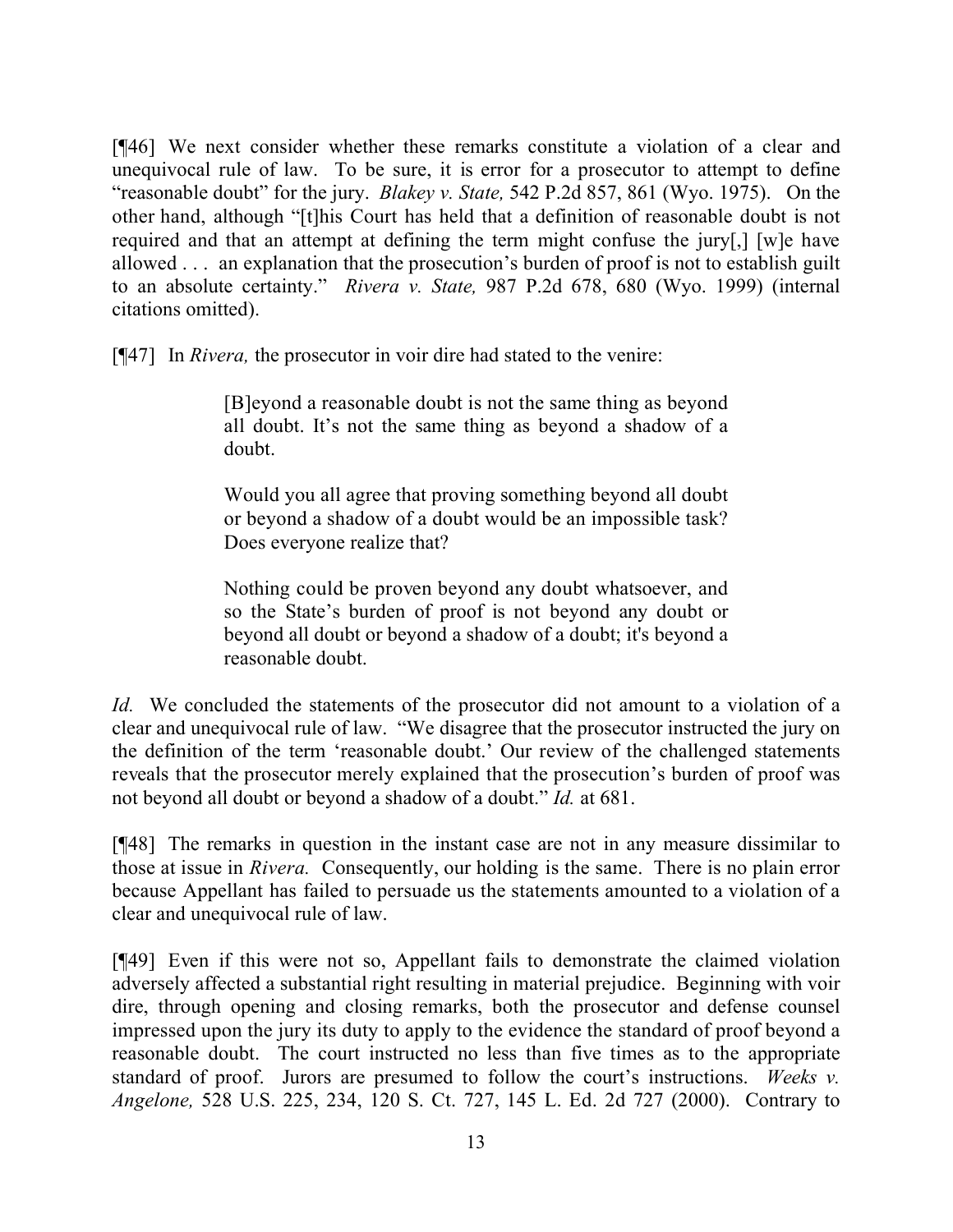[¶46] We next consider whether these remarks constitute a violation of a clear and unequivocal rule of law. To be sure, it is error for a prosecutor to attempt to define "reasonable doubt" for the jury. *Blakey v. State,* 542 P.2d 857, 861 (Wyo. 1975). On the other hand, although "[t]his Court has held that a definition of reasonable doubt is not required and that an attempt at defining the term might confuse the jury[,] [w]e have allowed . . . an explanation that the prosecution's burden of proof is not to establish guilt to an absolute certainty." *Rivera v. State,* 987 P.2d 678, 680 (Wyo. 1999) (internal citations omitted).

[¶47] In *Rivera,* the prosecutor in voir dire had stated to the venire:

> [B]eyond a reasonable doubt is not the same thing as beyond all doubt. It's not the same thing as beyond a shadow of a doubt.
>
> Would you all agree that proving something beyond all doubt or beyond a shadow of a doubt would be an impossible task? Does everyone realize that?
>
> Nothing could be proven beyond any doubt whatsoever, and so the State's burden of proof is not beyond any doubt or beyond all doubt or beyond a shadow of a doubt; it's beyond a reasonable doubt.

*Id.* We concluded the statements of the prosecutor did not amount to a violation of a clear and unequivocal rule of law. "We disagree that the prosecutor instructed the jury on the definition of the term 'reasonable doubt.' Our review of the challenged statements reveals that the prosecutor merely explained that the prosecution's burden of proof was not beyond all doubt or beyond a shadow of a doubt." *Id.* at 681.

[¶48] The remarks in question in the instant case are not in any measure dissimilar to those at issue in *Rivera.* Consequently, our holding is the same. There is no plain error because Appellant has failed to persuade us the statements amounted to a violation of a clear and unequivocal rule of law.

[¶49] Even if this were not so, Appellant fails to demonstrate the claimed violation adversely affected a substantial right resulting in material prejudice. Beginning with voir dire, through opening and closing remarks, both the prosecutor and defense counsel impressed upon the jury its duty to apply to the evidence the standard of proof beyond a reasonable doubt. The court instructed no less than five times as to the appropriate standard of proof. Jurors are presumed to follow the court's instructions. *Weeks v. Angelone,* 528 U.S. 225, 234, 120 S. Ct. 727, 145 L. Ed. 2d 727 (2000). Contrary to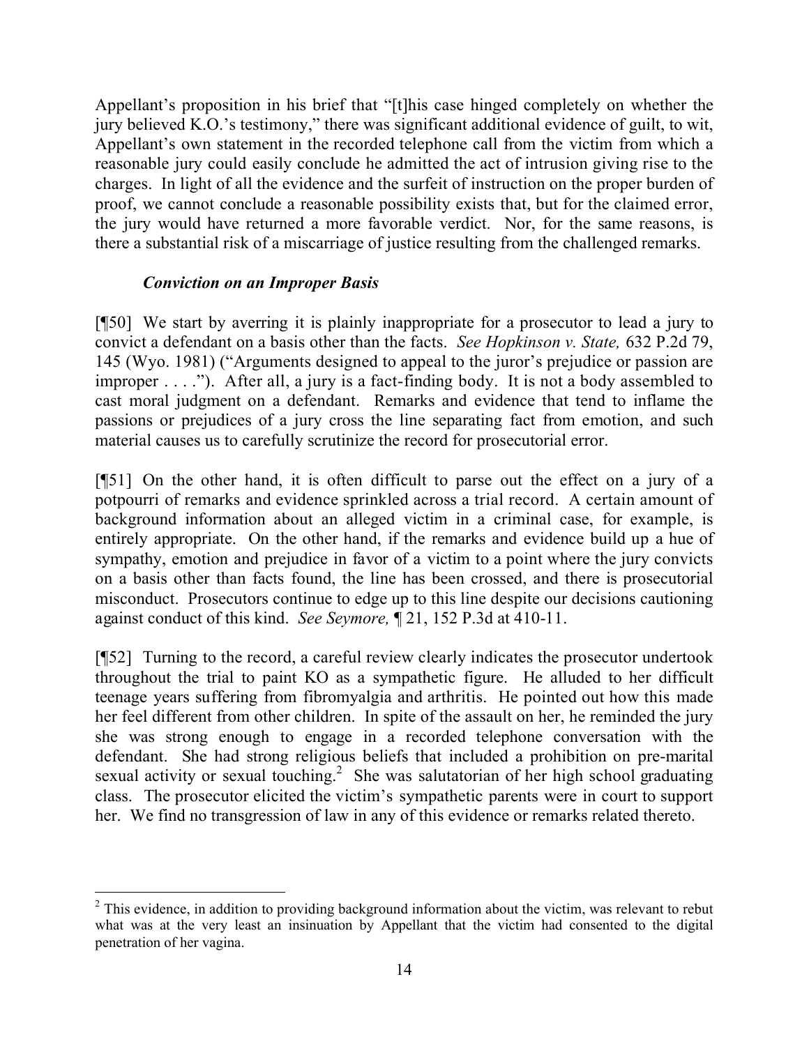Appellant's proposition in his brief that "[t]his case hinged completely on whether the jury believed K.O.'s testimony," there was significant additional evidence of guilt, to wit, Appellant's own statement in the recorded telephone call from the victim from which a reasonable jury could easily conclude he admitted the act of intrusion giving rise to the charges. In light of all the evidence and the surfeit of instruction on the proper burden of proof, we cannot conclude a reasonable possibility exists that, but for the claimed error, the jury would have returned a more favorable verdict. Nor, for the same reasons, is there a substantial risk of a miscarriage of justice resulting from the challenged remarks.

### *Conviction on an Improper Basis*

[¶50] We start by averring it is plainly inappropriate for a prosecutor to lead a jury to convict a defendant on a basis other than the facts. *See Hopkinson v. State,* 632 P.2d 79, 145 (Wyo. 1981) ("Arguments designed to appeal to the juror's prejudice or passion are improper . . . ."). After all, a jury is a fact-finding body. It is not a body assembled to cast moral judgment on a defendant. Remarks and evidence that tend to inflame the passions or prejudices of a jury cross the line separating fact from emotion, and such material causes us to carefully scrutinize the record for prosecutorial error.

[¶51] On the other hand, it is often difficult to parse out the effect on a jury of a potpourri of remarks and evidence sprinkled across a trial record. A certain amount of background information about an alleged victim in a criminal case, for example, is entirely appropriate. On the other hand, if the remarks and evidence build up a hue of sympathy, emotion and prejudice in favor of a victim to a point where the jury convicts on a basis other than facts found, the line has been crossed, and there is prosecutorial misconduct. Prosecutors continue to edge up to this line despite our decisions cautioning against conduct of this kind. *See Seymore,* ¶ 21, 152 P.3d at 410-11.

[¶52] Turning to the record, a careful review clearly indicates the prosecutor undertook throughout the trial to paint KO as a sympathetic figure. He alluded to her difficult teenage years suffering from fibromyalgia and arthritis. He pointed out how this made her feel different from other children. In spite of the assault on her, he reminded the jury she was strong enough to engage in a recorded telephone conversation with the defendant. She had strong religious beliefs that included a prohibition on pre-marital sexual activity or sexual touching.[2] She was salutatorian of her high school graduating class. The prosecutor elicited the victim's sympathetic parents were in court to support her. We find no transgression of law in any of this evidence or remarks related thereto.

---

[2] This evidence, in addition to providing background information about the victim, was relevant to rebut what was at the very least an insinuation by Appellant that the victim had consented to the digital penetration of her vagina.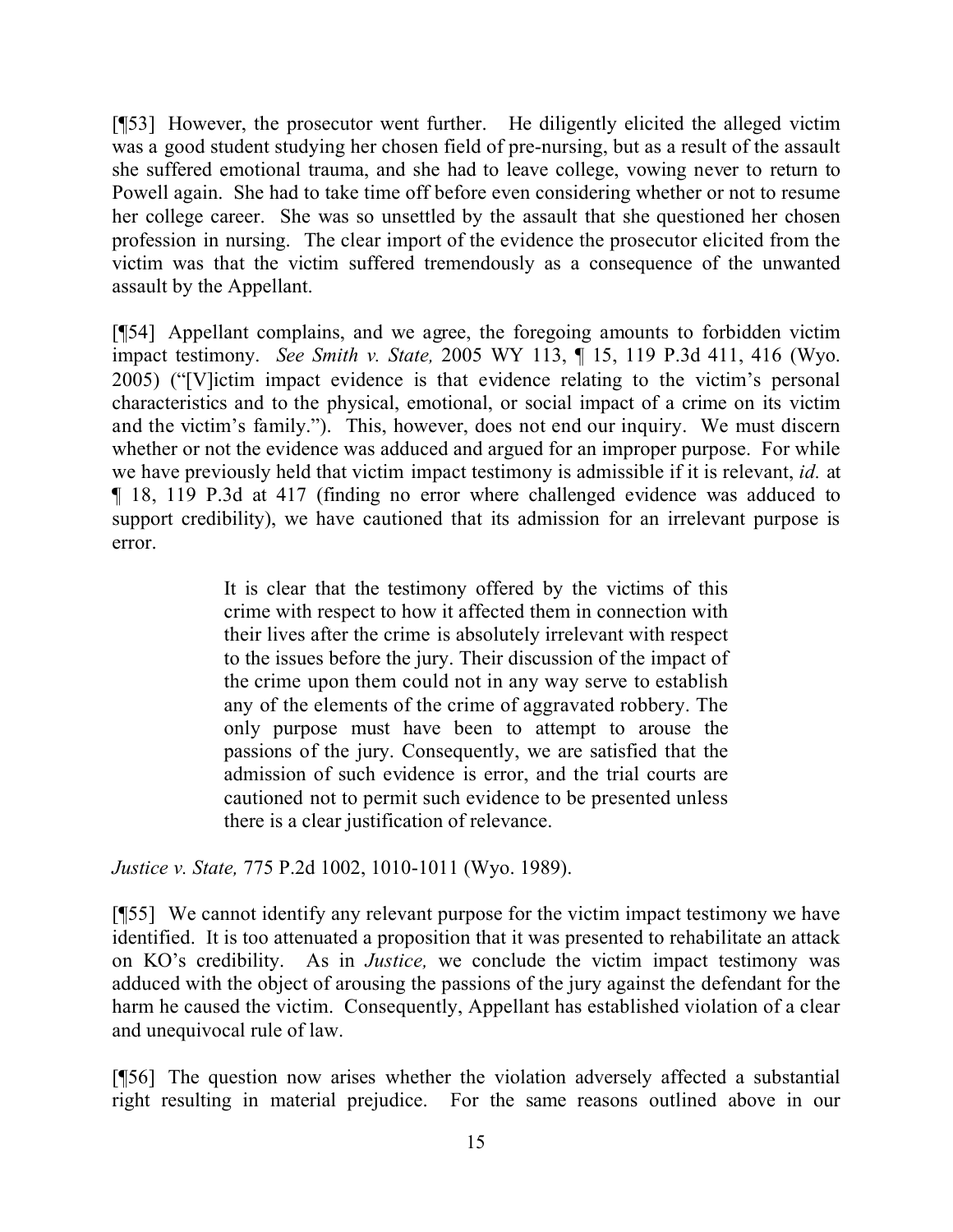[¶53] However, the prosecutor went further. He diligently elicited the alleged victim was a good student studying her chosen field of pre-nursing, but as a result of the assault she suffered emotional trauma, and she had to leave college, vowing never to return to Powell again. She had to take time off before even considering whether or not to resume her college career. She was so unsettled by the assault that she questioned her chosen profession in nursing. The clear import of the evidence the prosecutor elicited from the victim was that the victim suffered tremendously as a consequence of the unwanted assault by the Appellant.

[¶54] Appellant complains, and we agree, the foregoing amounts to forbidden victim impact testimony. *See Smith v. State,* 2005 WY 113, ¶ 15, 119 P.3d 411, 416 (Wyo. 2005) ("[V]ictim impact evidence is that evidence relating to the victim's personal characteristics and to the physical, emotional, or social impact of a crime on its victim and the victim's family."). This, however, does not end our inquiry. We must discern whether or not the evidence was adduced and argued for an improper purpose. For while we have previously held that victim impact testimony is admissible if it is relevant, *id.* at ¶ 18, 119 P.3d at 417 (finding no error where challenged evidence was adduced to support credibility), we have cautioned that its admission for an irrelevant purpose is error.

> It is clear that the testimony offered by the victims of this crime with respect to how it affected them in connection with their lives after the crime is absolutely irrelevant with respect to the issues before the jury. Their discussion of the impact of the crime upon them could not in any way serve to establish any of the elements of the crime of aggravated robbery. The only purpose must have been to attempt to arouse the passions of the jury. Consequently, we are satisfied that the admission of such evidence is error, and the trial courts are cautioned not to permit such evidence to be presented unless there is a clear justification of relevance.

*Justice v. State,* 775 P.2d 1002, 1010-1011 (Wyo. 1989).

[¶55] We cannot identify any relevant purpose for the victim impact testimony we have identified. It is too attenuated a proposition that it was presented to rehabilitate an attack on KO's credibility. As in *Justice,* we conclude the victim impact testimony was adduced with the object of arousing the passions of the jury against the defendant for the harm he caused the victim. Consequently, Appellant has established violation of a clear and unequivocal rule of law.

[¶56] The question now arises whether the violation adversely affected a substantial right resulting in material prejudice. For the same reasons outlined above in our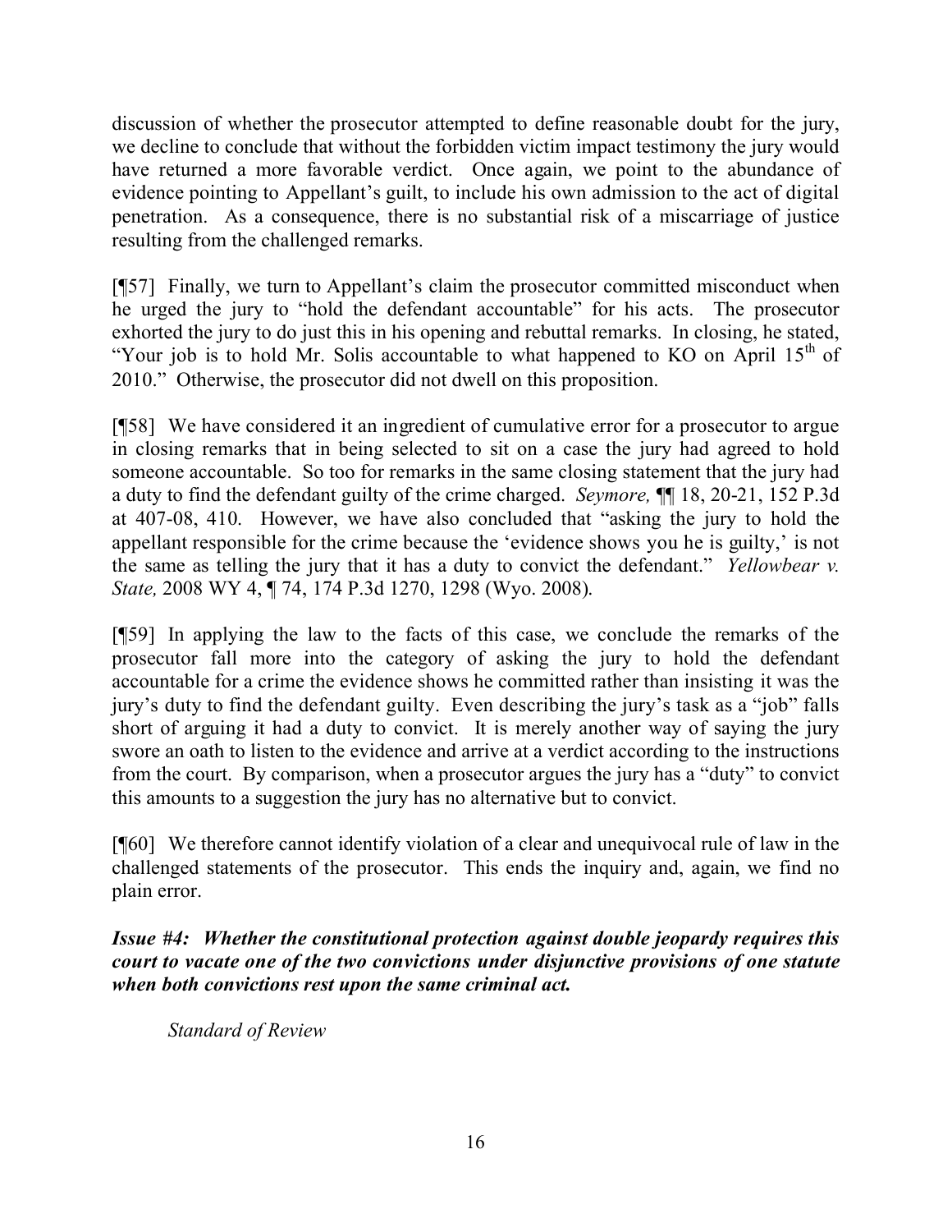discussion of whether the prosecutor attempted to define reasonable doubt for the jury, we decline to conclude that without the forbidden victim impact testimony the jury would have returned a more favorable verdict. Once again, we point to the abundance of evidence pointing to Appellant's guilt, to include his own admission to the act of digital penetration. As a consequence, there is no substantial risk of a miscarriage of justice resulting from the challenged remarks.

[¶57] Finally, we turn to Appellant's claim the prosecutor committed misconduct when he urged the jury to "hold the defendant accountable" for his acts. The prosecutor exhorted the jury to do just this in his opening and rebuttal remarks. In closing, he stated, "Your job is to hold Mr. Solis accountable to what happened to KO on April 15th of 2010." Otherwise, the prosecutor did not dwell on this proposition.

[¶58] We have considered it an ingredient of cumulative error for a prosecutor to argue in closing remarks that in being selected to sit on a case the jury had agreed to hold someone accountable. So too for remarks in the same closing statement that the jury had a duty to find the defendant guilty of the crime charged. *Seymore,* ¶¶ 18, 20-21, 152 P.3d at 407-08, 410. However, we have also concluded that "asking the jury to hold the appellant responsible for the crime because the 'evidence shows you he is guilty,' is not the same as telling the jury that it has a duty to convict the defendant." *Yellowbear v. State,* 2008 WY 4, ¶ 74, 174 P.3d 1270, 1298 (Wyo. 2008).

[¶59] In applying the law to the facts of this case, we conclude the remarks of the prosecutor fall more into the category of asking the jury to hold the defendant accountable for a crime the evidence shows he committed rather than insisting it was the jury's duty to find the defendant guilty. Even describing the jury's task as a "job" falls short of arguing it had a duty to convict. It is merely another way of saying the jury swore an oath to listen to the evidence and arrive at a verdict according to the instructions from the court. By comparison, when a prosecutor argues the jury has a "duty" to convict this amounts to a suggestion the jury has no alternative but to convict.

[¶60] We therefore cannot identify violation of a clear and unequivocal rule of law in the challenged statements of the prosecutor. This ends the inquiry and, again, we find no plain error.

***Issue #4: Whether the constitutional protection against double jeopardy requires this court to vacate one of the two convictions under disjunctive provisions of one statute when both convictions rest upon the same criminal act.***

*Standard of Review*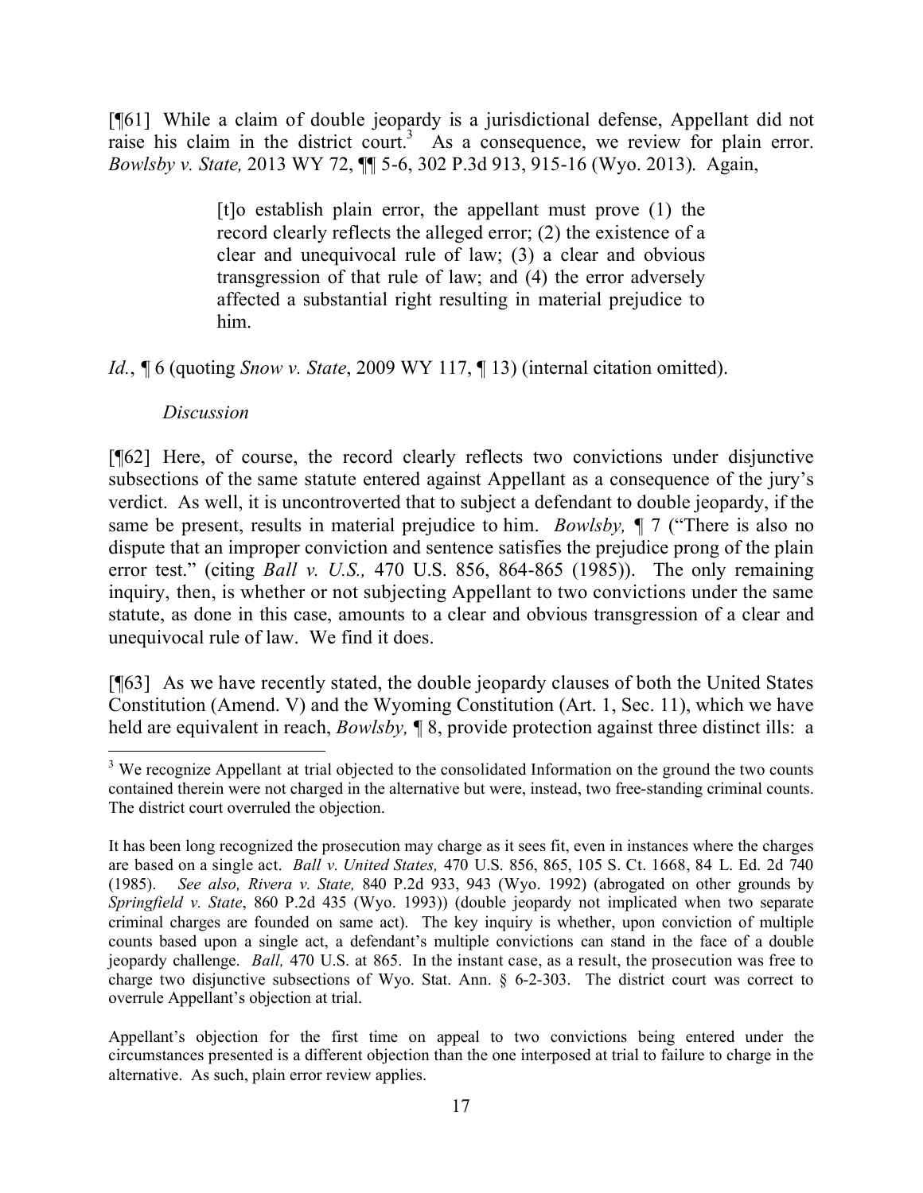[¶61] While a claim of double jeopardy is a jurisdictional defense, Appellant did not raise his claim in the district court.[3] As a consequence, we review for plain error. *Bowlsby v. State,* 2013 WY 72, ¶¶ 5-6, 302 P.3d 913, 915-16 (Wyo. 2013). Again,

> [t]o establish plain error, the appellant must prove (1) the record clearly reflects the alleged error; (2) the existence of a clear and unequivocal rule of law; (3) a clear and obvious transgression of that rule of law; and (4) the error adversely affected a substantial right resulting in material prejudice to him.

*Id.*, ¶ 6 (quoting *Snow v. State*, 2009 WY 117, ¶ 13) (internal citation omitted).

*Discussion*

[¶62] Here, of course, the record clearly reflects two convictions under disjunctive subsections of the same statute entered against Appellant as a consequence of the jury's verdict. As well, it is uncontroverted that to subject a defendant to double jeopardy, if the same be present, results in material prejudice to him. *Bowlsby,* ¶ 7 ("There is also no dispute that an improper conviction and sentence satisfies the prejudice prong of the plain error test." (citing *Ball v. U.S.,* 470 U.S. 856, 864-865 (1985)). The only remaining inquiry, then, is whether or not subjecting Appellant to two convictions under the same statute, as done in this case, amounts to a clear and obvious transgression of a clear and unequivocal rule of law. We find it does.

[¶63] As we have recently stated, the double jeopardy clauses of both the United States Constitution (Amend. V) and the Wyoming Constitution (Art. 1, Sec. 11), which we have held are equivalent in reach, *Bowlsby,* ¶ 8, provide protection against three distinct ills: a

---

[3] We recognize Appellant at trial objected to the consolidated Information on the ground the two counts contained therein were not charged in the alternative but were, instead, two free-standing criminal counts. The district court overruled the objection.

It has been long recognized the prosecution may charge as it sees fit, even in instances where the charges are based on a single act. *Ball v. United States,* 470 U.S. 856, 865, 105 S. Ct. 1668, 84 L. Ed. 2d 740 (1985). *See also, Rivera v. State,* 840 P.2d 933, 943 (Wyo. 1992) (abrogated on other grounds by *Springfield v. State*, 860 P.2d 435 (Wyo. 1993)) (double jeopardy not implicated when two separate criminal charges are founded on same act). The key inquiry is whether, upon conviction of multiple counts based upon a single act, a defendant's multiple convictions can stand in the face of a double jeopardy challenge. *Ball,* 470 U.S. at 865. In the instant case, as a result, the prosecution was free to charge two disjunctive subsections of Wyo. Stat. Ann. § 6-2-303. The district court was correct to overrule Appellant's objection at trial.

Appellant's objection for the first time on appeal to two convictions being entered under the circumstances presented is a different objection than the one interposed at trial to failure to charge in the alternative. As such, plain error review applies.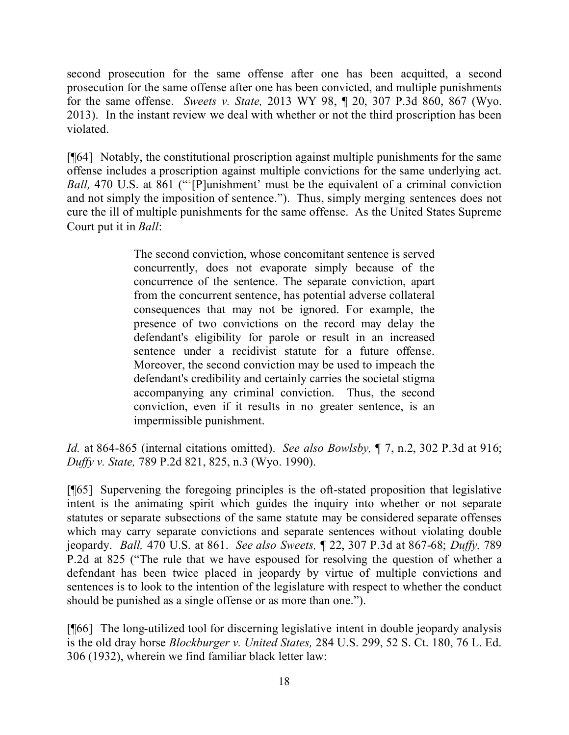second prosecution for the same offense after one has been acquitted, a second prosecution for the same offense after one has been convicted, and multiple punishments for the same offense. *Sweets v. State,* 2013 WY 98, ¶ 20, 307 P.3d 860, 867 (Wyo. 2013). In the instant review we deal with whether or not the third proscription has been violated.

[¶64] Notably, the constitutional proscription against multiple punishments for the same offense includes a proscription against multiple convictions for the same underlying act. *Ball,* 470 U.S. at 861 ("'[P]unishment' must be the equivalent of a criminal conviction and not simply the imposition of sentence."). Thus, simply merging sentences does not cure the ill of multiple punishments for the same offense. As the United States Supreme Court put it in *Ball*:

> The second conviction, whose concomitant sentence is served concurrently, does not evaporate simply because of the concurrence of the sentence. The separate conviction, apart from the concurrent sentence, has potential adverse collateral consequences that may not be ignored. For example, the presence of two convictions on the record may delay the defendant's eligibility for parole or result in an increased sentence under a recidivist statute for a future offense. Moreover, the second conviction may be used to impeach the defendant's credibility and certainly carries the societal stigma accompanying any criminal conviction. Thus, the second conviction, even if it results in no greater sentence, is an impermissible punishment.

*Id.* at 864-865 (internal citations omitted). *See also Bowlsby,* ¶ 7, n.2, 302 P.3d at 916; *Duffy v. State,* 789 P.2d 821, 825, n.3 (Wyo. 1990).

[¶65] Supervening the foregoing principles is the oft-stated proposition that legislative intent is the animating spirit which guides the inquiry into whether or not separate statutes or separate subsections of the same statute may be considered separate offenses which may carry separate convictions and separate sentences without violating double jeopardy. *Ball,* 470 U.S. at 861. *See also Sweets,* ¶ 22, 307 P.3d at 867-68; *Duffy,* 789 P.2d at 825 ("The rule that we have espoused for resolving the question of whether a defendant has been twice placed in jeopardy by virtue of multiple convictions and sentences is to look to the intention of the legislature with respect to whether the conduct should be punished as a single offense or as more than one.").

[¶66] The long-utilized tool for discerning legislative intent in double jeopardy analysis is the old dray horse *Blockburger v. United States,* 284 U.S. 299, 52 S. Ct. 180, 76 L. Ed. 306 (1932), wherein we find familiar black letter law: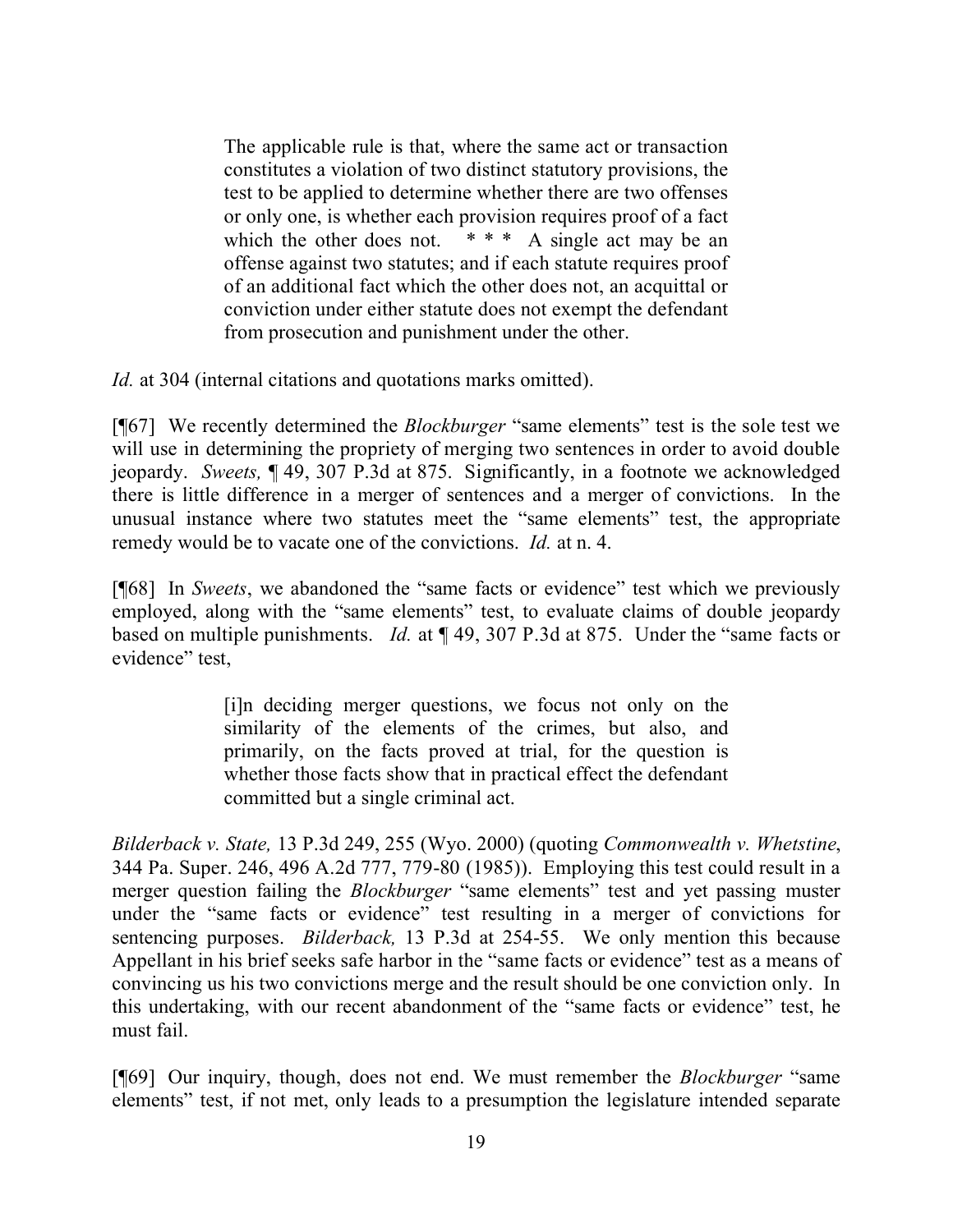> The applicable rule is that, where the same act or transaction constitutes a violation of two distinct statutory provisions, the test to be applied to determine whether there are two offenses or only one, is whether each provision requires proof of a fact which the other does not. * * * A single act may be an offense against two statutes; and if each statute requires proof of an additional fact which the other does not, an acquittal or conviction under either statute does not exempt the defendant from prosecution and punishment under the other.

*Id.* at 304 (internal citations and quotations marks omitted).

[¶67] We recently determined the *Blockburger* "same elements" test is the sole test we will use in determining the propriety of merging two sentences in order to avoid double jeopardy. *Sweets,* ¶ 49, 307 P.3d at 875. Significantly, in a footnote we acknowledged there is little difference in a merger of sentences and a merger of convictions. In the unusual instance where two statutes meet the "same elements" test, the appropriate remedy would be to vacate one of the convictions. *Id.* at n. 4.

[¶68] In *Sweets*, we abandoned the "same facts or evidence" test which we previously employed, along with the "same elements" test, to evaluate claims of double jeopardy based on multiple punishments. *Id.* at ¶ 49, 307 P.3d at 875. Under the "same facts or evidence" test,

> [i]n deciding merger questions, we focus not only on the similarity of the elements of the crimes, but also, and primarily, on the facts proved at trial, for the question is whether those facts show that in practical effect the defendant committed but a single criminal act.

*Bilderback v. State,* 13 P.3d 249, 255 (Wyo. 2000) (quoting *Commonwealth v. Whetstine*, 344 Pa. Super. 246, 496 A.2d 777, 779-80 (1985)). Employing this test could result in a merger question failing the *Blockburger* "same elements" test and yet passing muster under the "same facts or evidence" test resulting in a merger of convictions for sentencing purposes. *Bilderback,* 13 P.3d at 254-55. We only mention this because Appellant in his brief seeks safe harbor in the "same facts or evidence" test as a means of convincing us his two convictions merge and the result should be one conviction only. In this undertaking, with our recent abandonment of the "same facts or evidence" test, he must fail.

[¶69] Our inquiry, though, does not end. We must remember the *Blockburger* "same elements" test, if not met, only leads to a presumption the legislature intended separate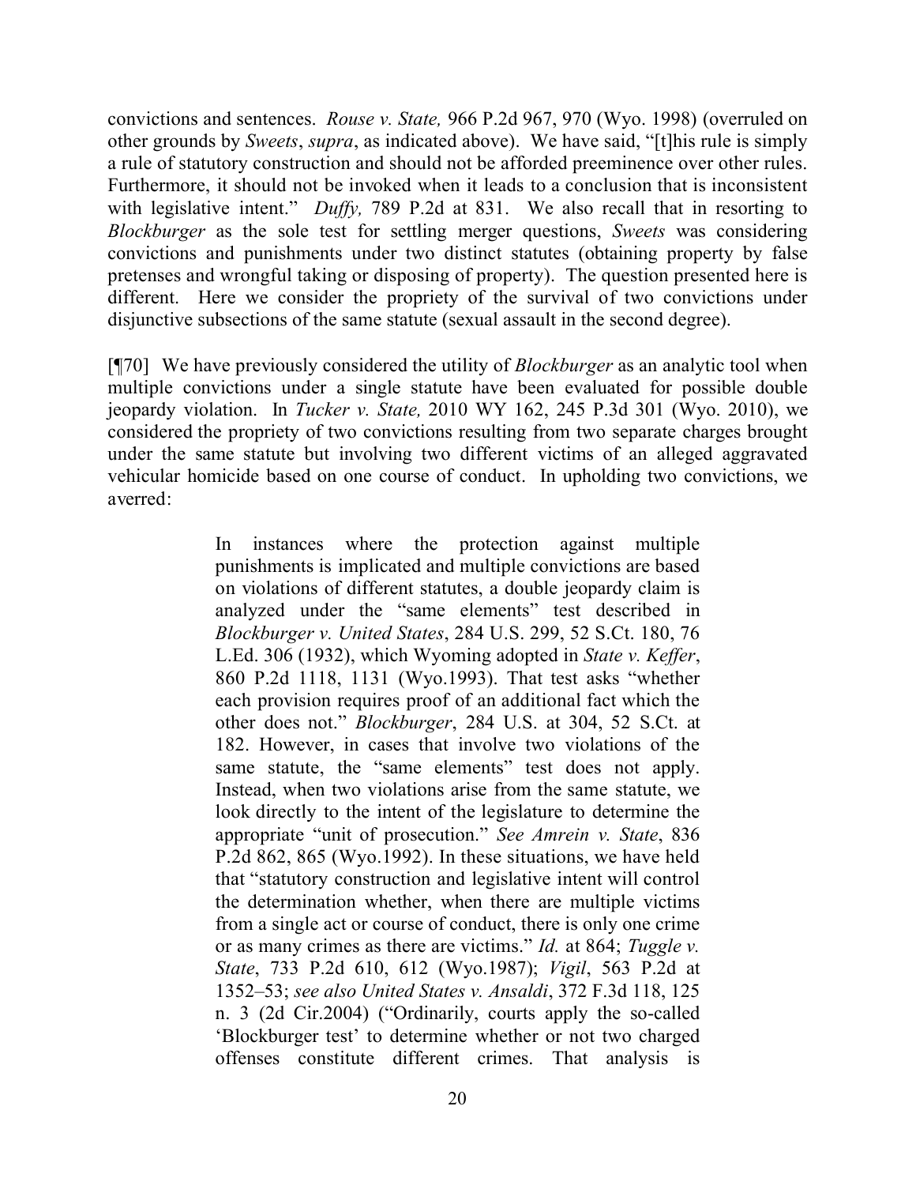convictions and sentences. *Rouse v. State,* 966 P.2d 967, 970 (Wyo. 1998) (overruled on other grounds by *Sweets*, *supra*, as indicated above). We have said, "[t]his rule is simply a rule of statutory construction and should not be afforded preeminence over other rules. Furthermore, it should not be invoked when it leads to a conclusion that is inconsistent with legislative intent." *Duffy,* 789 P.2d at 831. We also recall that in resorting to *Blockburger* as the sole test for settling merger questions, *Sweets* was considering convictions and punishments under two distinct statutes (obtaining property by false pretenses and wrongful taking or disposing of property). The question presented here is different. Here we consider the propriety of the survival of two convictions under disjunctive subsections of the same statute (sexual assault in the second degree).

[¶70] We have previously considered the utility of *Blockburger* as an analytic tool when multiple convictions under a single statute have been evaluated for possible double jeopardy violation. In *Tucker v. State,* 2010 WY 162, 245 P.3d 301 (Wyo. 2010), we considered the propriety of two convictions resulting from two separate charges brought under the same statute but involving two different victims of an alleged aggravated vehicular homicide based on one course of conduct. In upholding two convictions, we averred:

> In instances where the protection against multiple punishments is implicated and multiple convictions are based on violations of different statutes, a double jeopardy claim is analyzed under the "same elements" test described in *Blockburger v. United States*, 284 U.S. 299, 52 S.Ct. 180, 76 L.Ed. 306 (1932), which Wyoming adopted in *State v. Keffer*, 860 P.2d 1118, 1131 (Wyo.1993). That test asks "whether each provision requires proof of an additional fact which the other does not." *Blockburger*, 284 U.S. at 304, 52 S.Ct. at 182. However, in cases that involve two violations of the same statute, the "same elements" test does not apply. Instead, when two violations arise from the same statute, we look directly to the intent of the legislature to determine the appropriate "unit of prosecution." *See Amrein v. State*, 836 P.2d 862, 865 (Wyo.1992). In these situations, we have held that "statutory construction and legislative intent will control the determination whether, when there are multiple victims from a single act or course of conduct, there is only one crime or as many crimes as there are victims." *Id.* at 864; *Tuggle v. State*, 733 P.2d 610, 612 (Wyo.1987); *Vigil*, 563 P.2d at 1352–53; *see also United States v. Ansaldi*, 372 F.3d 118, 125 n. 3 (2d Cir.2004) ("Ordinarily, courts apply the so-called 'Blockburger test' to determine whether or not two charged offenses constitute different crimes. That analysis is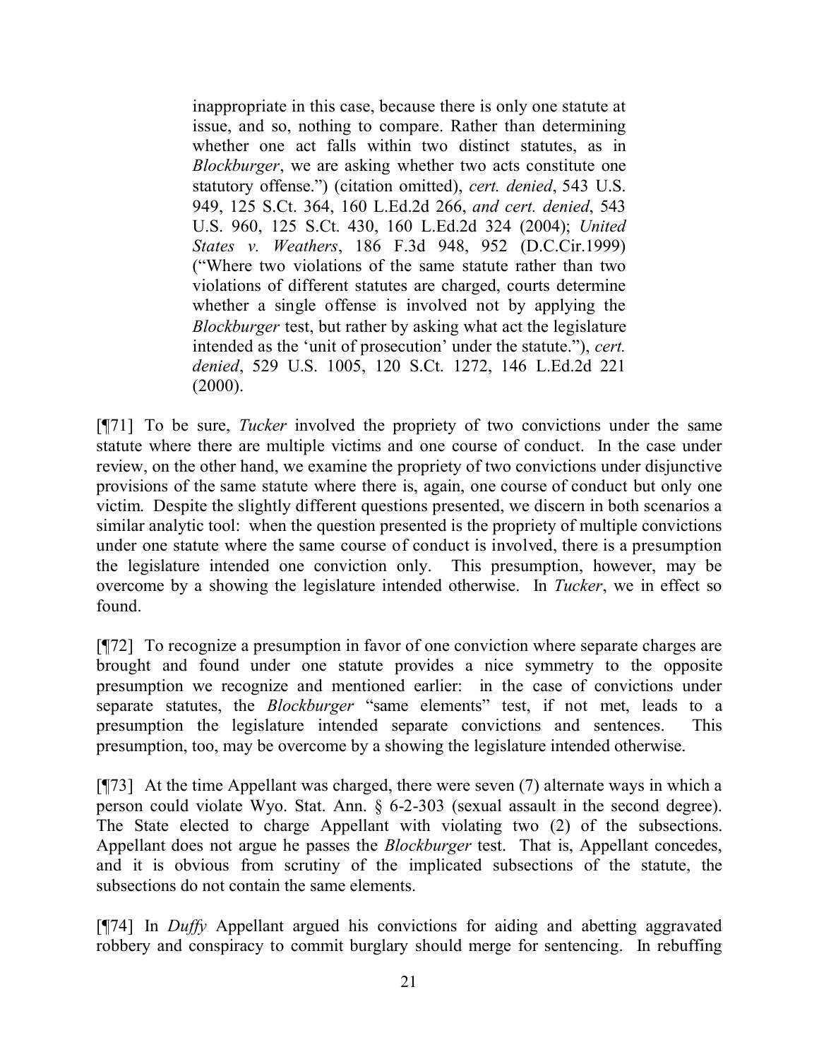inappropriate in this case, because there is only one statute at issue, and so, nothing to compare. Rather than determining whether one act falls within two distinct statutes, as in *Blockburger*, we are asking whether two acts constitute one statutory offense.") (citation omitted), *cert. denied*, 543 U.S. 949, 125 S.Ct. 364, 160 L.Ed.2d 266, *and cert. denied*, 543 U.S. 960, 125 S.Ct. 430, 160 L.Ed.2d 324 (2004); *United States v. Weathers*, 186 F.3d 948, 952 (D.C.Cir.1999) ("Where two violations of the same statute rather than two violations of different statutes are charged, courts determine whether a single offense is involved not by applying the *Blockburger* test, but rather by asking what act the legislature intended as the 'unit of prosecution' under the statute."), *cert. denied*, 529 U.S. 1005, 120 S.Ct. 1272, 146 L.Ed.2d 221 (2000).

[¶71] To be sure, *Tucker* involved the propriety of two convictions under the same statute where there are multiple victims and one course of conduct. In the case under review, on the other hand, we examine the propriety of two convictions under disjunctive provisions of the same statute where there is, again, one course of conduct but only one victim. Despite the slightly different questions presented, we discern in both scenarios a similar analytic tool: when the question presented is the propriety of multiple convictions under one statute where the same course of conduct is involved, there is a presumption the legislature intended one conviction only. This presumption, however, may be overcome by a showing the legislature intended otherwise. In *Tucker*, we in effect so found.

[¶72] To recognize a presumption in favor of one conviction where separate charges are brought and found under one statute provides a nice symmetry to the opposite presumption we recognize and mentioned earlier: in the case of convictions under separate statutes, the *Blockburger* "same elements" test, if not met, leads to a presumption the legislature intended separate convictions and sentences. This presumption, too, may be overcome by a showing the legislature intended otherwise.

[¶73] At the time Appellant was charged, there were seven (7) alternate ways in which a person could violate Wyo. Stat. Ann. § 6-2-303 (sexual assault in the second degree). The State elected to charge Appellant with violating two (2) of the subsections. Appellant does not argue he passes the *Blockburger* test. That is, Appellant concedes, and it is obvious from scrutiny of the implicated subsections of the statute, the subsections do not contain the same elements.

[¶74] In *Duffy* Appellant argued his convictions for aiding and abetting aggravated robbery and conspiracy to commit burglary should merge for sentencing. In rebuffing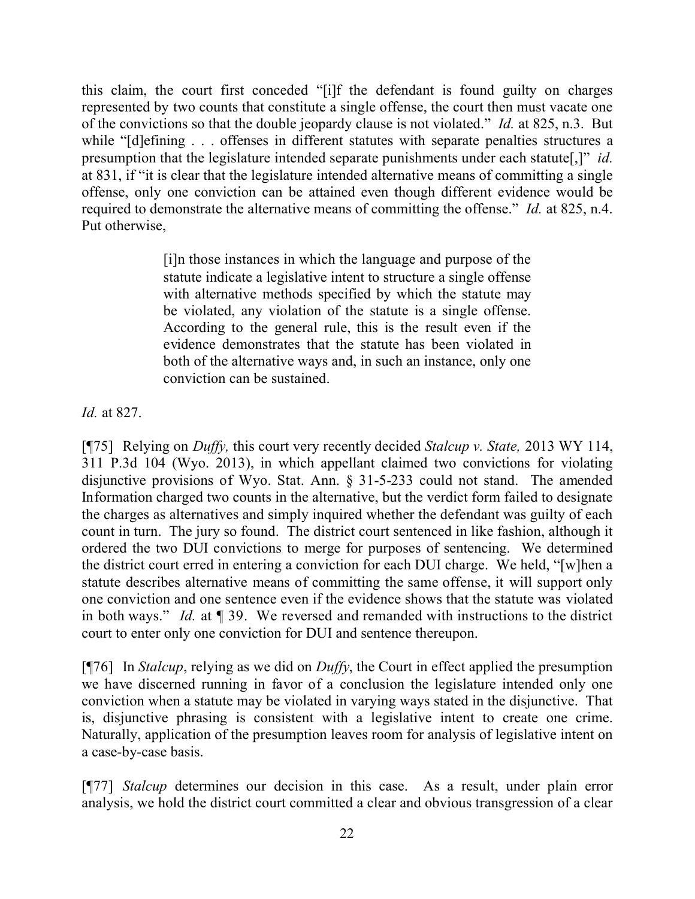this claim, the court first conceded "[i]f the defendant is found guilty on charges represented by two counts that constitute a single offense, the court then must vacate one of the convictions so that the double jeopardy clause is not violated." *Id.* at 825, n.3. But while "[d]efining . . . offenses in different statutes with separate penalties structures a presumption that the legislature intended separate punishments under each statute[,]" *id.* at 831, if "it is clear that the legislature intended alternative means of committing a single offense, only one conviction can be attained even though different evidence would be required to demonstrate the alternative means of committing the offense." *Id.* at 825, n.4. Put otherwise,

> [i]n those instances in which the language and purpose of the statute indicate a legislative intent to structure a single offense with alternative methods specified by which the statute may be violated, any violation of the statute is a single offense. According to the general rule, this is the result even if the evidence demonstrates that the statute has been violated in both of the alternative ways and, in such an instance, only one conviction can be sustained.

*Id.* at 827.

[¶75] Relying on *Duffy,* this court very recently decided *Stalcup v. State,* 2013 WY 114, 311 P.3d 104 (Wyo. 2013), in which appellant claimed two convictions for violating disjunctive provisions of Wyo. Stat. Ann. § 31-5-233 could not stand. The amended Information charged two counts in the alternative, but the verdict form failed to designate the charges as alternatives and simply inquired whether the defendant was guilty of each count in turn. The jury so found. The district court sentenced in like fashion, although it ordered the two DUI convictions to merge for purposes of sentencing. We determined the district court erred in entering a conviction for each DUI charge. We held, "[w]hen a statute describes alternative means of committing the same offense, it will support only one conviction and one sentence even if the evidence shows that the statute was violated in both ways." *Id.* at ¶ 39. We reversed and remanded with instructions to the district court to enter only one conviction for DUI and sentence thereupon.

[¶76] In *Stalcup*, relying as we did on *Duffy*, the Court in effect applied the presumption we have discerned running in favor of a conclusion the legislature intended only one conviction when a statute may be violated in varying ways stated in the disjunctive. That is, disjunctive phrasing is consistent with a legislative intent to create one crime. Naturally, application of the presumption leaves room for analysis of legislative intent on a case-by-case basis.

[¶77] *Stalcup* determines our decision in this case. As a result, under plain error analysis, we hold the district court committed a clear and obvious transgression of a clear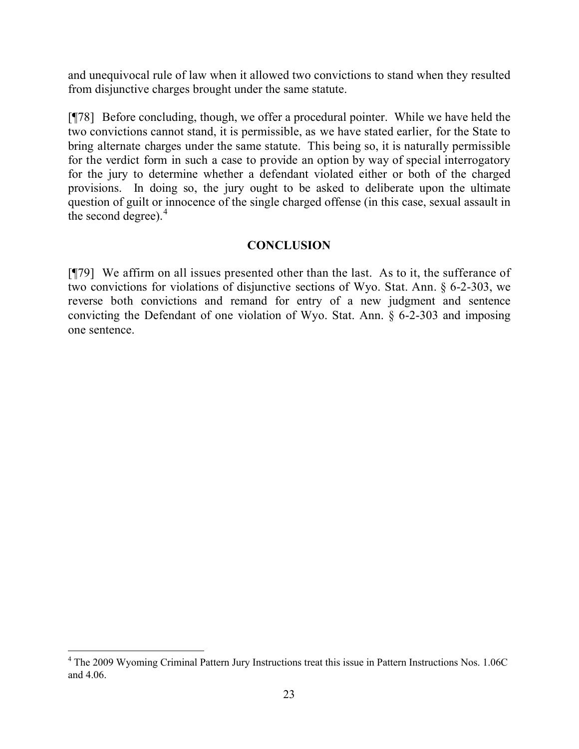and unequivocal rule of law when it allowed two convictions to stand when they resulted from disjunctive charges brought under the same statute.

[¶78] Before concluding, though, we offer a procedural pointer. While we have held the two convictions cannot stand, it is permissible, as we have stated earlier, for the State to bring alternate charges under the same statute. This being so, it is naturally permissible for the verdict form in such a case to provide an option by way of special interrogatory for the jury to determine whether a defendant violated either or both of the charged provisions. In doing so, the jury ought to be asked to deliberate upon the ultimate question of guilt or innocence of the single charged offense (in this case, sexual assault in the second degree).[4]

## CONCLUSION

[¶79] We affirm on all issues presented other than the last. As to it, the sufferance of two convictions for violations of disjunctive sections of Wyo. Stat. Ann. § 6-2-303, we reverse both convictions and remand for entry of a new judgment and sentence convicting the Defendant of one violation of Wyo. Stat. Ann. § 6-2-303 and imposing one sentence.

---

[4] The 2009 Wyoming Criminal Pattern Jury Instructions treat this issue in Pattern Instructions Nos. 1.06C and 4.06.